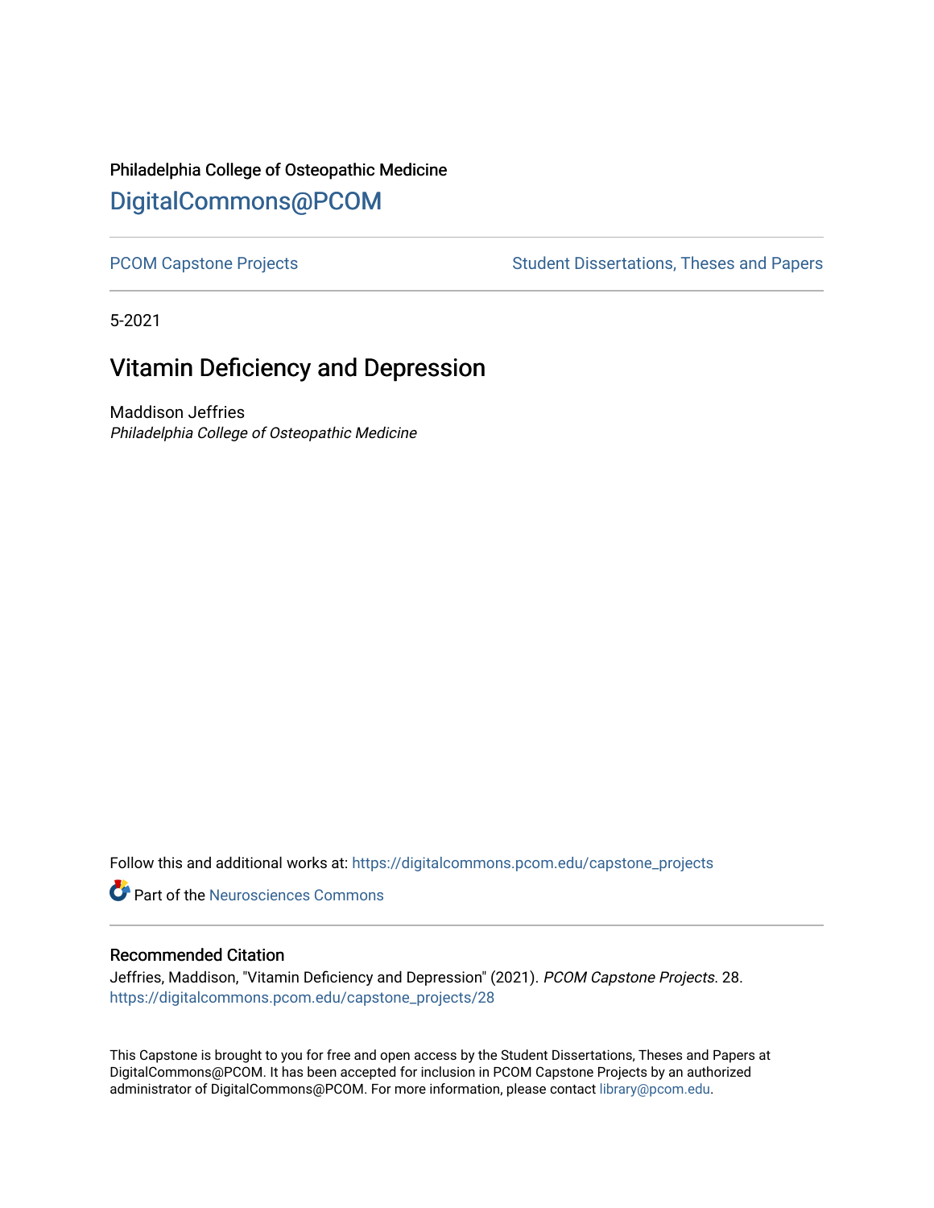Philadelphia College of Osteopathic Medicine

# DigitalCommons@PCOM

PCOM Capstone Projects

Student Dissertations, Theses and Papers

5-2021

## Vitamin Deficiency and Depression

Maddison Jeffries

*Philadelphia College of Osteopathic Medicine*

Follow this and additional works at: https://digitalcommons.pcom.edu/capstone_projects

Part of the Neurosciences Commons

### Recommended Citation

Jeffries, Maddison, "Vitamin Deficiency and Depression" (2021). *PCOM Capstone Projects*. 28.
https://digitalcommons.pcom.edu/capstone_projects/28

This Capstone is brought to you for free and open access by the Student Dissertations, Theses and Papers at DigitalCommons@PCOM. It has been accepted for inclusion in PCOM Capstone Projects by an authorized administrator of DigitalCommons@PCOM. For more information, please contact library@pcom.edu.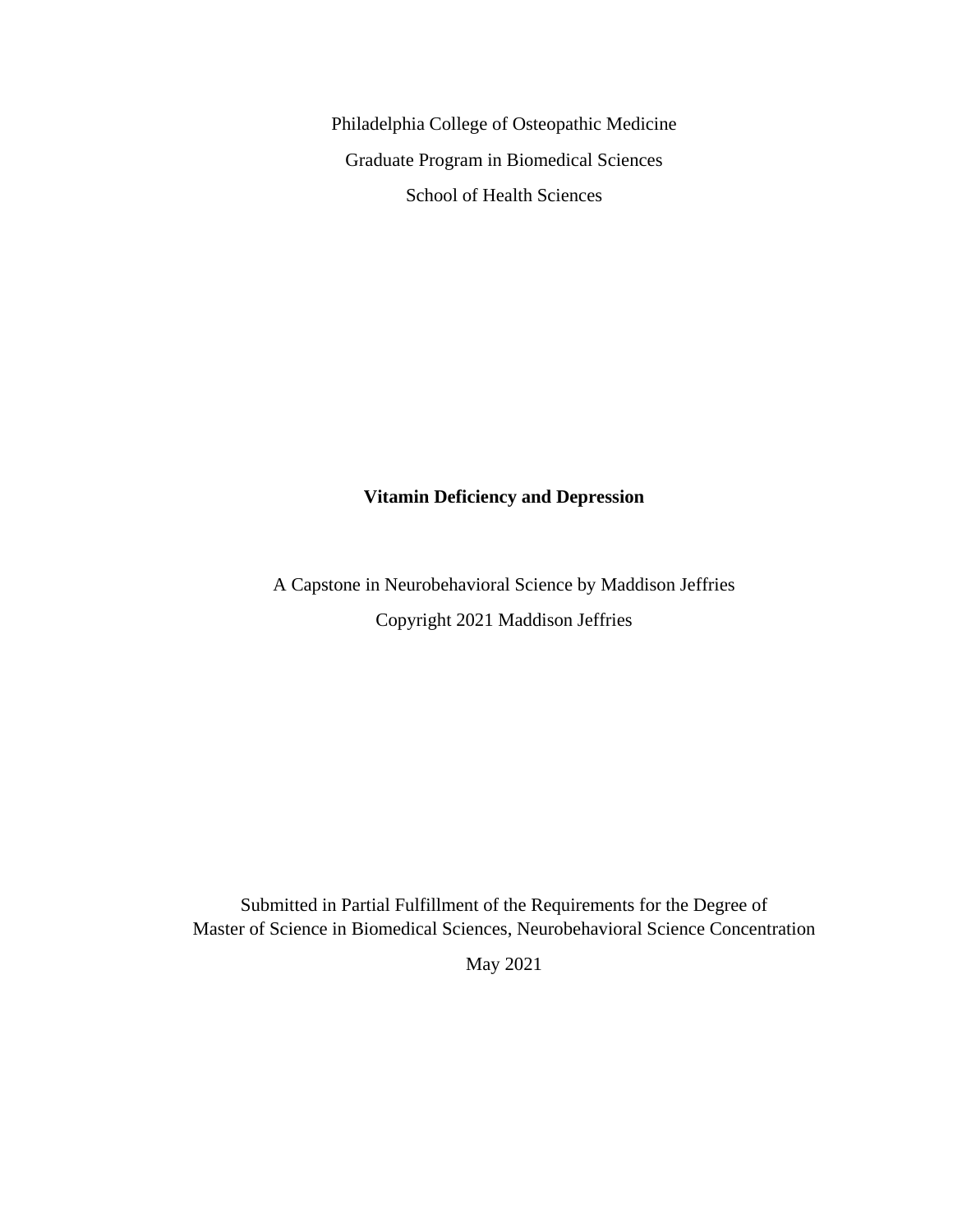Philadelphia College of Osteopathic Medicine

Graduate Program in Biomedical Sciences

School of Health Sciences

**Vitamin Deficiency and Depression**

A Capstone in Neurobehavioral Science by Maddison Jeffries

Copyright 2021 Maddison Jeffries

Submitted in Partial Fulfillment of the Requirements for the Degree of
Master of Science in Biomedical Sciences, Neurobehavioral Science Concentration

May 2021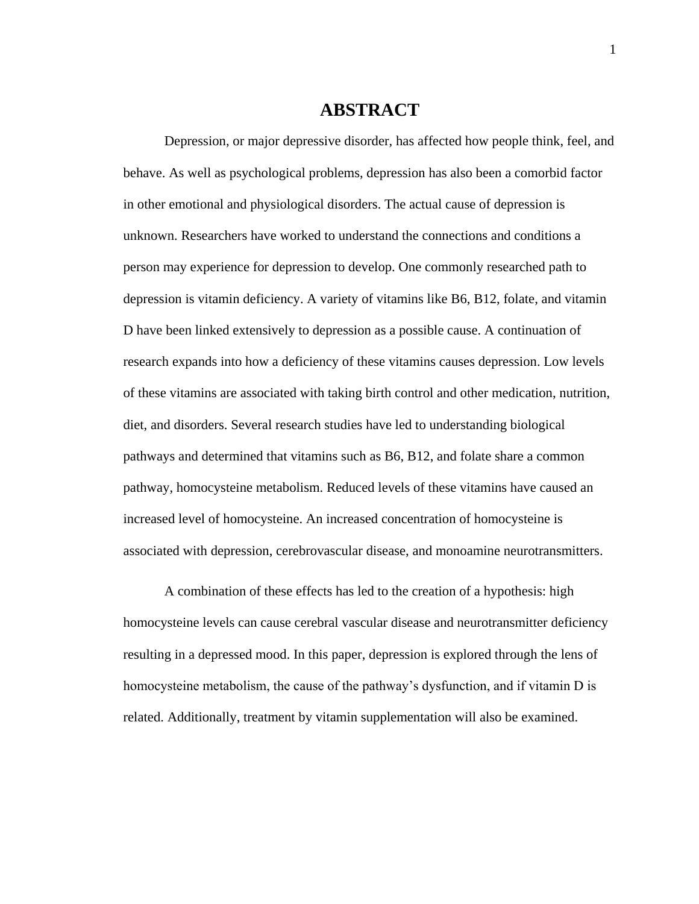# ABSTRACT

Depression, or major depressive disorder, has affected how people think, feel, and behave. As well as psychological problems, depression has also been a comorbid factor in other emotional and physiological disorders. The actual cause of depression is unknown. Researchers have worked to understand the connections and conditions a person may experience for depression to develop. One commonly researched path to depression is vitamin deficiency. A variety of vitamins like B6, B12, folate, and vitamin D have been linked extensively to depression as a possible cause. A continuation of research expands into how a deficiency of these vitamins causes depression. Low levels of these vitamins are associated with taking birth control and other medication, nutrition, diet, and disorders. Several research studies have led to understanding biological pathways and determined that vitamins such as B6, B12, and folate share a common pathway, homocysteine metabolism. Reduced levels of these vitamins have caused an increased level of homocysteine. An increased concentration of homocysteine is associated with depression, cerebrovascular disease, and monoamine neurotransmitters.

A combination of these effects has led to the creation of a hypothesis: high homocysteine levels can cause cerebral vascular disease and neurotransmitter deficiency resulting in a depressed mood. In this paper, depression is explored through the lens of homocysteine metabolism, the cause of the pathway's dysfunction, and if vitamin D is related. Additionally, treatment by vitamin supplementation will also be examined.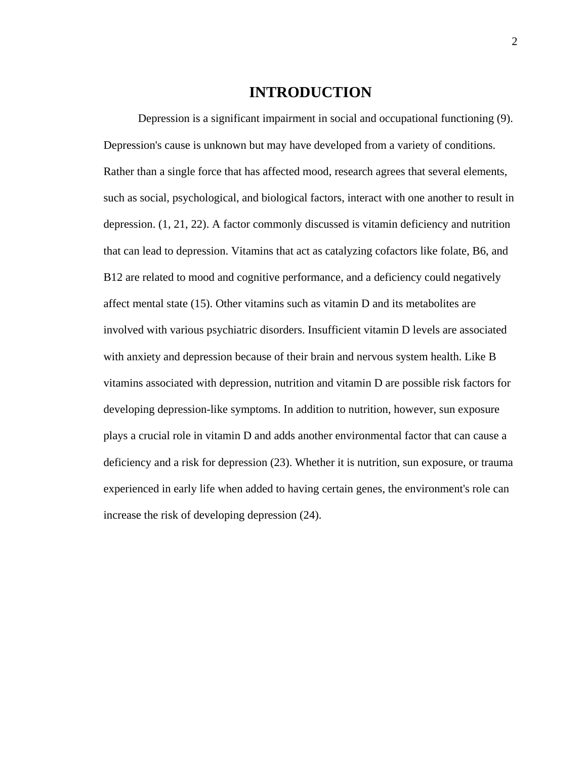# INTRODUCTION

Depression is a significant impairment in social and occupational functioning (9). Depression's cause is unknown but may have developed from a variety of conditions. Rather than a single force that has affected mood, research agrees that several elements, such as social, psychological, and biological factors, interact with one another to result in depression. (1, 21, 22). A factor commonly discussed is vitamin deficiency and nutrition that can lead to depression. Vitamins that act as catalyzing cofactors like folate, B6, and B12 are related to mood and cognitive performance, and a deficiency could negatively affect mental state (15). Other vitamins such as vitamin D and its metabolites are involved with various psychiatric disorders. Insufficient vitamin D levels are associated with anxiety and depression because of their brain and nervous system health. Like B vitamins associated with depression, nutrition and vitamin D are possible risk factors for developing depression-like symptoms. In addition to nutrition, however, sun exposure plays a crucial role in vitamin D and adds another environmental factor that can cause a deficiency and a risk for depression (23). Whether it is nutrition, sun exposure, or trauma experienced in early life when added to having certain genes, the environment's role can increase the risk of developing depression (24).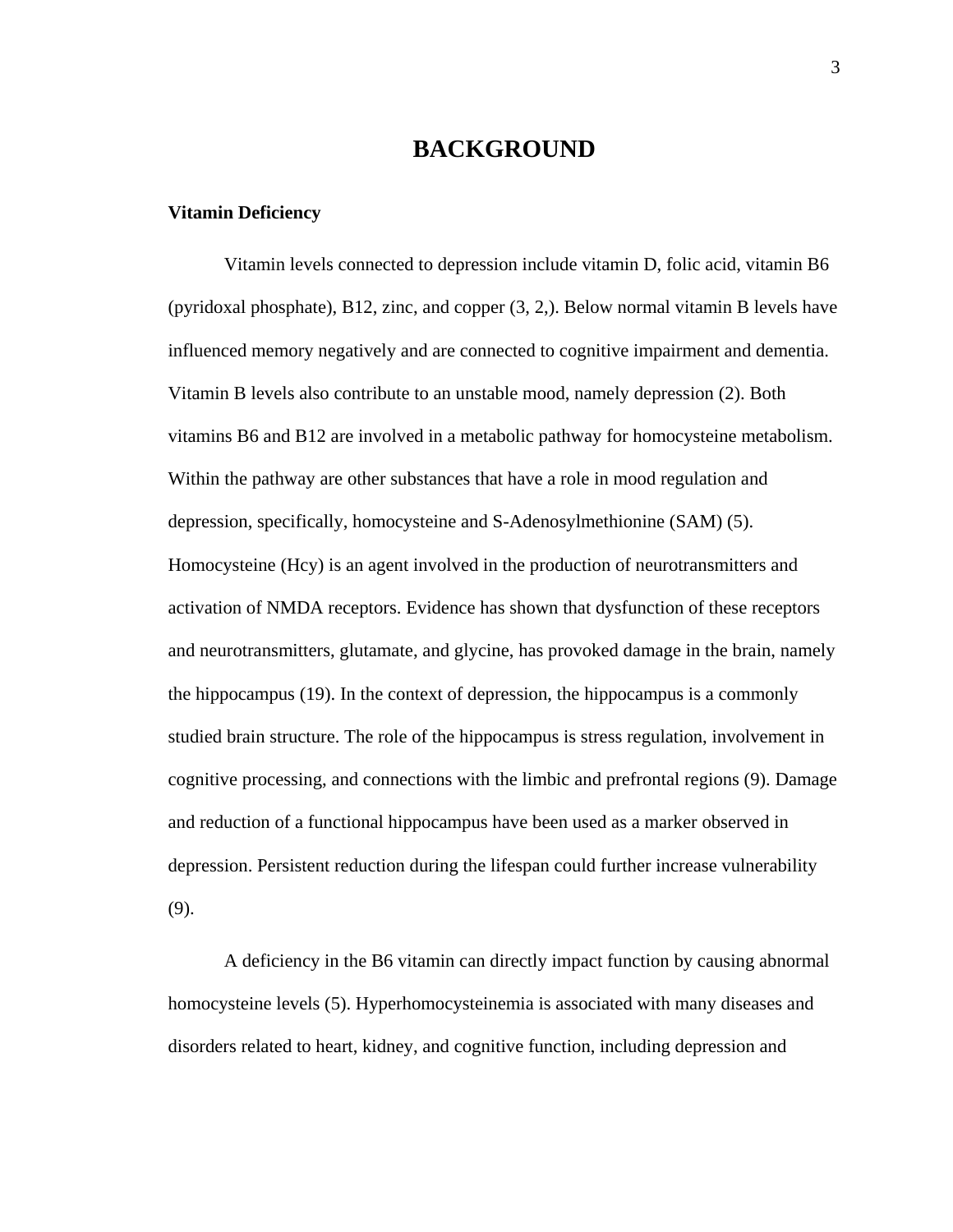# BACKGROUND

**Vitamin Deficiency**

Vitamin levels connected to depression include vitamin D, folic acid, vitamin B6 (pyridoxal phosphate), B12, zinc, and copper (3, 2,). Below normal vitamin B levels have influenced memory negatively and are connected to cognitive impairment and dementia. Vitamin B levels also contribute to an unstable mood, namely depression (2). Both vitamins B6 and B12 are involved in a metabolic pathway for homocysteine metabolism. Within the pathway are other substances that have a role in mood regulation and depression, specifically, homocysteine and S-Adenosylmethionine (SAM) (5). Homocysteine (Hcy) is an agent involved in the production of neurotransmitters and activation of NMDA receptors. Evidence has shown that dysfunction of these receptors and neurotransmitters, glutamate, and glycine, has provoked damage in the brain, namely the hippocampus (19). In the context of depression, the hippocampus is a commonly studied brain structure. The role of the hippocampus is stress regulation, involvement in cognitive processing, and connections with the limbic and prefrontal regions (9). Damage and reduction of a functional hippocampus have been used as a marker observed in depression. Persistent reduction during the lifespan could further increase vulnerability (9).

A deficiency in the B6 vitamin can directly impact function by causing abnormal homocysteine levels (5). Hyperhomocysteinemia is associated with many diseases and disorders related to heart, kidney, and cognitive function, including depression and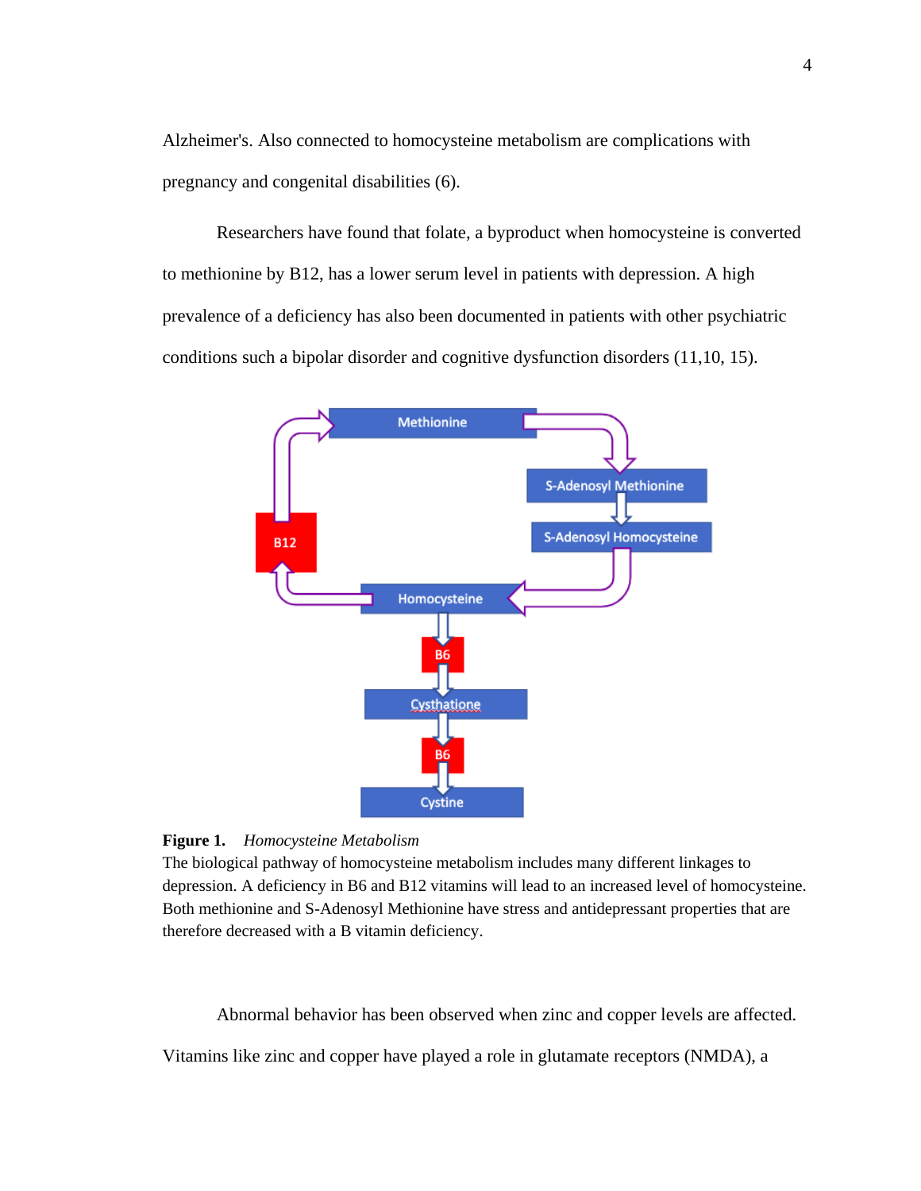Alzheimer's. Also connected to homocysteine metabolism are complications with pregnancy and congenital disabilities (6).

Researchers have found that folate, a byproduct when homocysteine is converted to methionine by B12, has a lower serum level in patients with depression. A high prevalence of a deficiency has also been documented in patients with other psychiatric conditions such a bipolar disorder and cognitive dysfunction disorders (11,10, 15).

**Figure 1.** *Homocysteine Metabolism*
The biological pathway of homocysteine metabolism includes many different linkages to depression. A deficiency in B6 and B12 vitamins will lead to an increased level of homocysteine. Both methionine and S-Adenosyl Methionine have stress and antidepressant properties that are therefore decreased with a B vitamin deficiency.

Abnormal behavior has been observed when zinc and copper levels are affected. Vitamins like zinc and copper have played a role in glutamate receptors (NMDA), a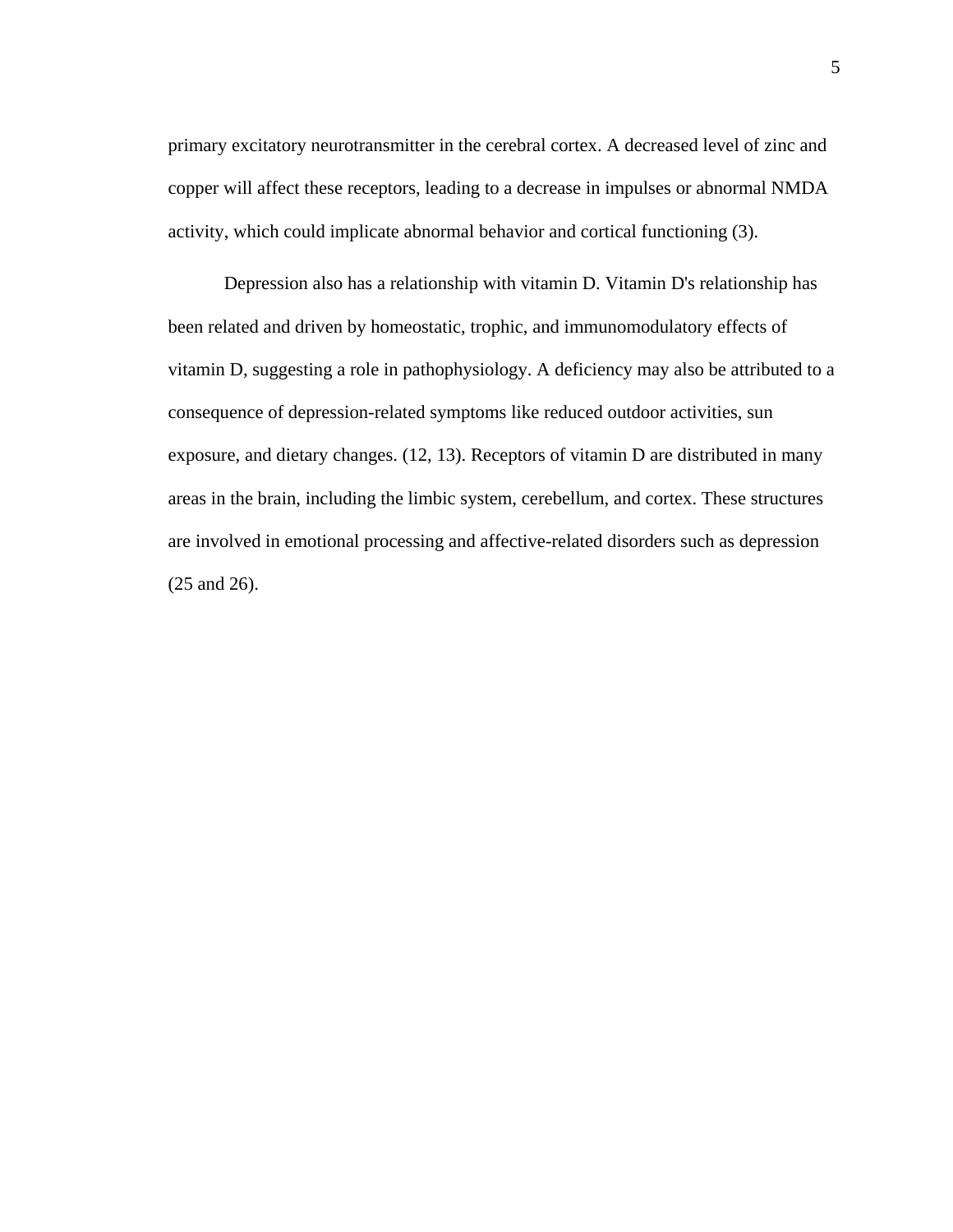primary excitatory neurotransmitter in the cerebral cortex. A decreased level of zinc and copper will affect these receptors, leading to a decrease in impulses or abnormal NMDA activity, which could implicate abnormal behavior and cortical functioning (3).

Depression also has a relationship with vitamin D. Vitamin D's relationship has been related and driven by homeostatic, trophic, and immunomodulatory effects of vitamin D, suggesting a role in pathophysiology. A deficiency may also be attributed to a consequence of depression-related symptoms like reduced outdoor activities, sun exposure, and dietary changes. (12, 13). Receptors of vitamin D are distributed in many areas in the brain, including the limbic system, cerebellum, and cortex. These structures are involved in emotional processing and affective-related disorders such as depression (25 and 26).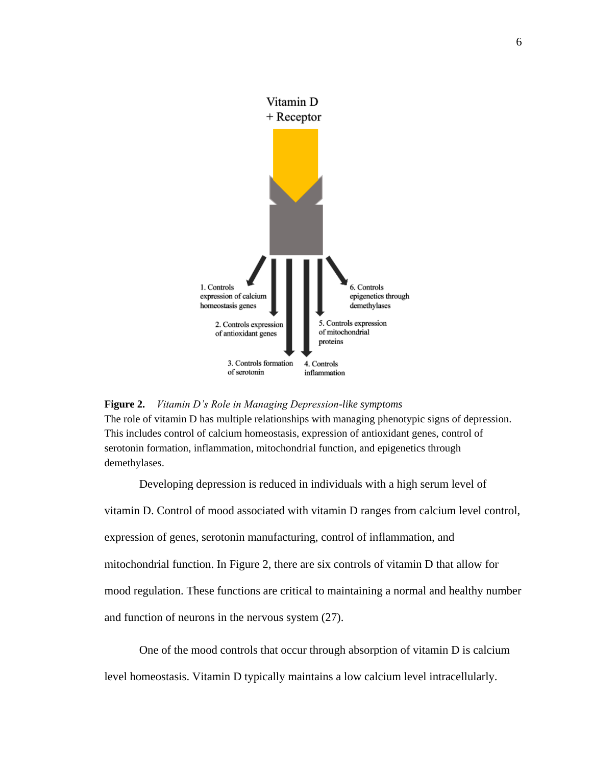**Figure 2.** *Vitamin D's Role in Managing Depression-like symptoms*
The role of vitamin D has multiple relationships with managing phenotypic signs of depression. This includes control of calcium homeostasis, expression of antioxidant genes, control of serotonin formation, inflammation, mitochondrial function, and epigenetics through demethylases.

Developing depression is reduced in individuals with a high serum level of vitamin D. Control of mood associated with vitamin D ranges from calcium level control, expression of genes, serotonin manufacturing, control of inflammation, and mitochondrial function. In Figure 2, there are six controls of vitamin D that allow for mood regulation. These functions are critical to maintaining a normal and healthy number and function of neurons in the nervous system (27).

One of the mood controls that occur through absorption of vitamin D is calcium level homeostasis. Vitamin D typically maintains a low calcium level intracellularly.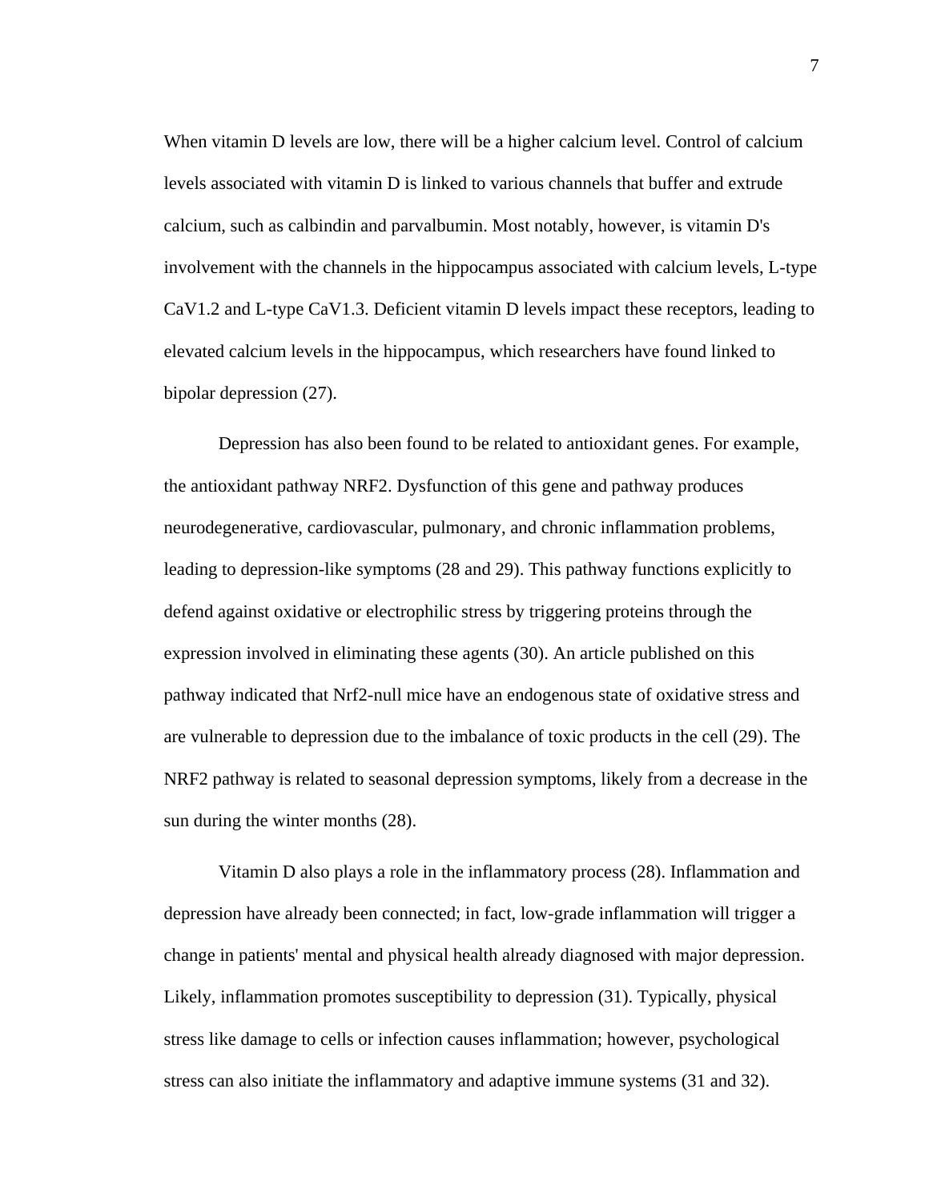When vitamin D levels are low, there will be a higher calcium level. Control of calcium levels associated with vitamin D is linked to various channels that buffer and extrude calcium, such as calbindin and parvalbumin. Most notably, however, is vitamin D's involvement with the channels in the hippocampus associated with calcium levels, L-type CaV1.2 and L-type CaV1.3. Deficient vitamin D levels impact these receptors, leading to elevated calcium levels in the hippocampus, which researchers have found linked to bipolar depression (27).

Depression has also been found to be related to antioxidant genes. For example, the antioxidant pathway NRF2. Dysfunction of this gene and pathway produces neurodegenerative, cardiovascular, pulmonary, and chronic inflammation problems, leading to depression-like symptoms (28 and 29). This pathway functions explicitly to defend against oxidative or electrophilic stress by triggering proteins through the expression involved in eliminating these agents (30). An article published on this pathway indicated that Nrf2-null mice have an endogenous state of oxidative stress and are vulnerable to depression due to the imbalance of toxic products in the cell (29). The NRF2 pathway is related to seasonal depression symptoms, likely from a decrease in the sun during the winter months (28).

Vitamin D also plays a role in the inflammatory process (28). Inflammation and depression have already been connected; in fact, low-grade inflammation will trigger a change in patients' mental and physical health already diagnosed with major depression. Likely, inflammation promotes susceptibility to depression (31). Typically, physical stress like damage to cells or infection causes inflammation; however, psychological stress can also initiate the inflammatory and adaptive immune systems (31 and 32).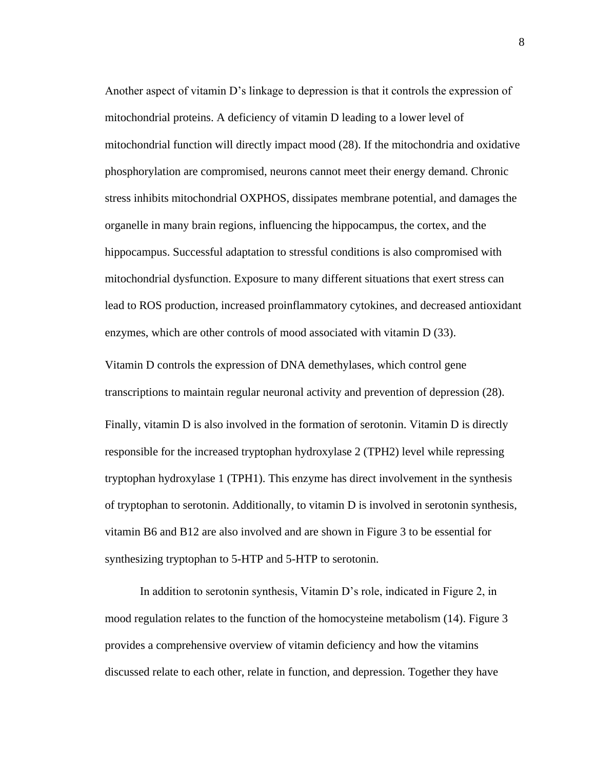Another aspect of vitamin D's linkage to depression is that it controls the expression of mitochondrial proteins. A deficiency of vitamin D leading to a lower level of mitochondrial function will directly impact mood (28). If the mitochondria and oxidative phosphorylation are compromised, neurons cannot meet their energy demand. Chronic stress inhibits mitochondrial OXPHOS, dissipates membrane potential, and damages the organelle in many brain regions, influencing the hippocampus, the cortex, and the hippocampus. Successful adaptation to stressful conditions is also compromised with mitochondrial dysfunction. Exposure to many different situations that exert stress can lead to ROS production, increased proinflammatory cytokines, and decreased antioxidant enzymes, which are other controls of mood associated with vitamin D (33).

Vitamin D controls the expression of DNA demethylases, which control gene transcriptions to maintain regular neuronal activity and prevention of depression (28).

Finally, vitamin D is also involved in the formation of serotonin. Vitamin D is directly responsible for the increased tryptophan hydroxylase 2 (TPH2) level while repressing tryptophan hydroxylase 1 (TPH1). This enzyme has direct involvement in the synthesis of tryptophan to serotonin. Additionally, to vitamin D is involved in serotonin synthesis, vitamin B6 and B12 are also involved and are shown in Figure 3 to be essential for synthesizing tryptophan to 5-HTP and 5-HTP to serotonin.

In addition to serotonin synthesis, Vitamin D's role, indicated in Figure 2, in mood regulation relates to the function of the homocysteine metabolism (14). Figure 3 provides a comprehensive overview of vitamin deficiency and how the vitamins discussed relate to each other, relate in function, and depression. Together they have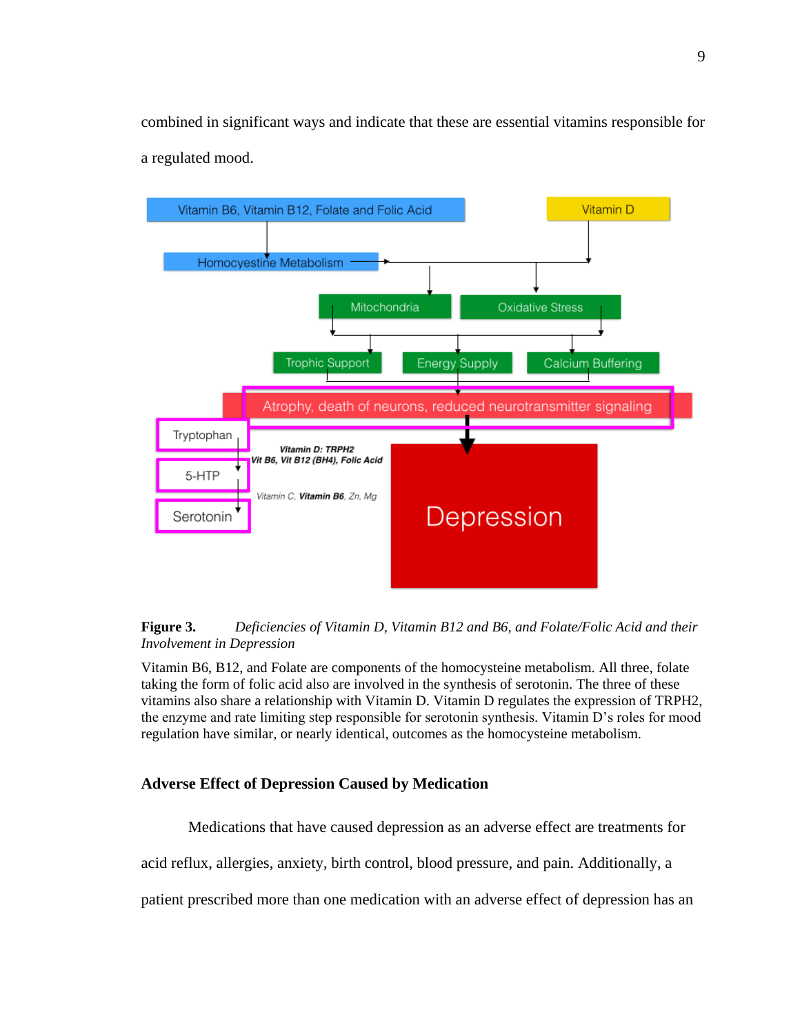combined in significant ways and indicate that these are essential vitamins responsible for a regulated mood.

**Figure 3.** *Deficiencies of Vitamin D, Vitamin B12 and B6, and Folate/Folic Acid and their Involvement in Depression*

Vitamin B6, B12, and Folate are components of the homocysteine metabolism. All three, folate taking the form of folic acid also are involved in the synthesis of serotonin. The three of these vitamins also share a relationship with Vitamin D. Vitamin D regulates the expression of TRPH2, the enzyme and rate limiting step responsible for serotonin synthesis. Vitamin D's roles for mood regulation have similar, or nearly identical, outcomes as the homocysteine metabolism.

### Adverse Effect of Depression Caused by Medication

Medications that have caused depression as an adverse effect are treatments for acid reflux, allergies, anxiety, birth control, blood pressure, and pain. Additionally, a patient prescribed more than one medication with an adverse effect of depression has an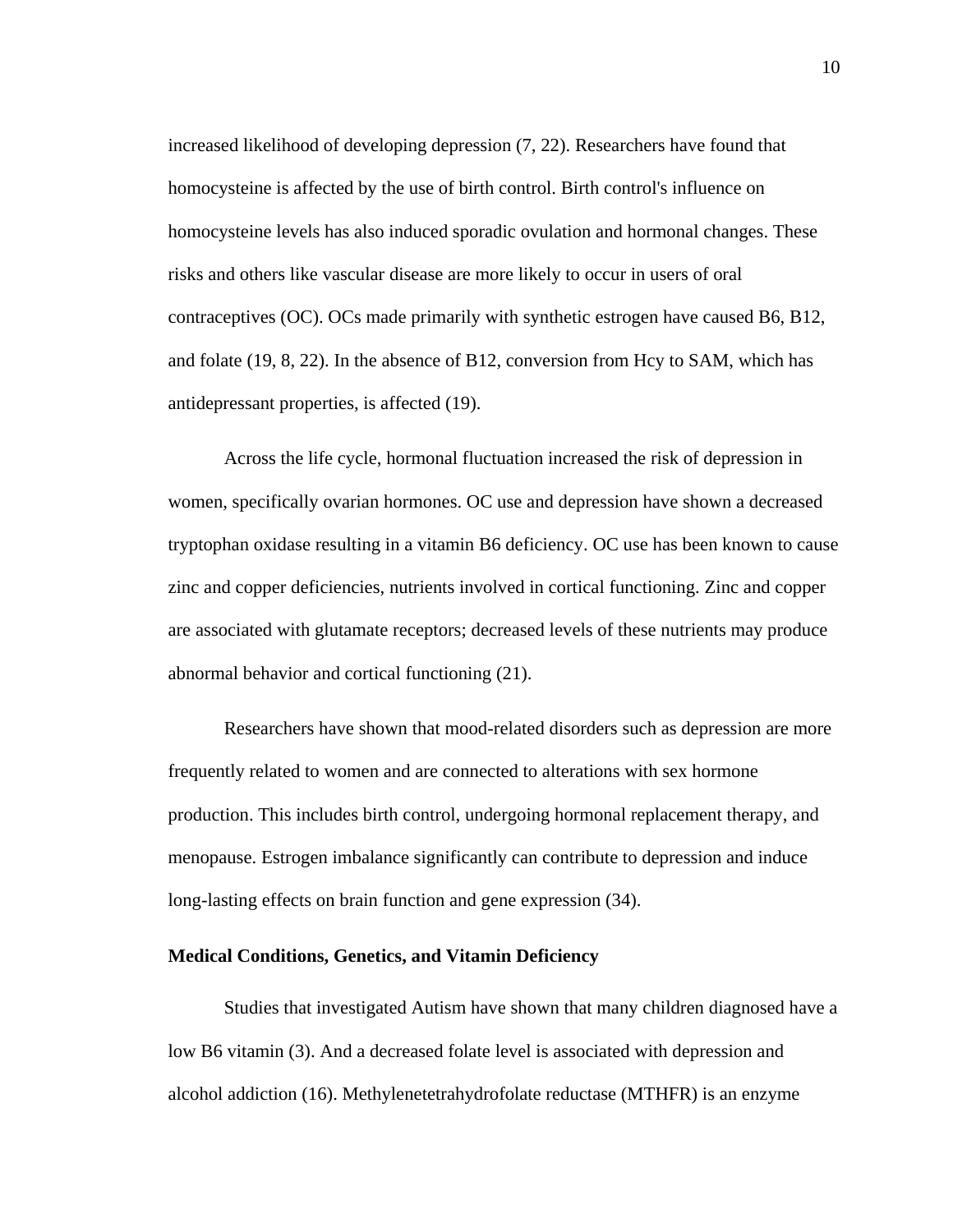increased likelihood of developing depression (7, 22). Researchers have found that homocysteine is affected by the use of birth control. Birth control's influence on homocysteine levels has also induced sporadic ovulation and hormonal changes. These risks and others like vascular disease are more likely to occur in users of oral contraceptives (OC). OCs made primarily with synthetic estrogen have caused B6, B12, and folate (19, 8, 22). In the absence of B12, conversion from Hcy to SAM, which has antidepressant properties, is affected (19).

Across the life cycle, hormonal fluctuation increased the risk of depression in women, specifically ovarian hormones. OC use and depression have shown a decreased tryptophan oxidase resulting in a vitamin B6 deficiency. OC use has been known to cause zinc and copper deficiencies, nutrients involved in cortical functioning. Zinc and copper are associated with glutamate receptors; decreased levels of these nutrients may produce abnormal behavior and cortical functioning (21).

Researchers have shown that mood-related disorders such as depression are more frequently related to women and are connected to alterations with sex hormone production. This includes birth control, undergoing hormonal replacement therapy, and menopause. Estrogen imbalance significantly can contribute to depression and induce long-lasting effects on brain function and gene expression (34).

**Medical Conditions, Genetics, and Vitamin Deficiency**

Studies that investigated Autism have shown that many children diagnosed have a low B6 vitamin (3). And a decreased folate level is associated with depression and alcohol addiction (16). Methylenetetrahydrofolate reductase (MTHFR) is an enzyme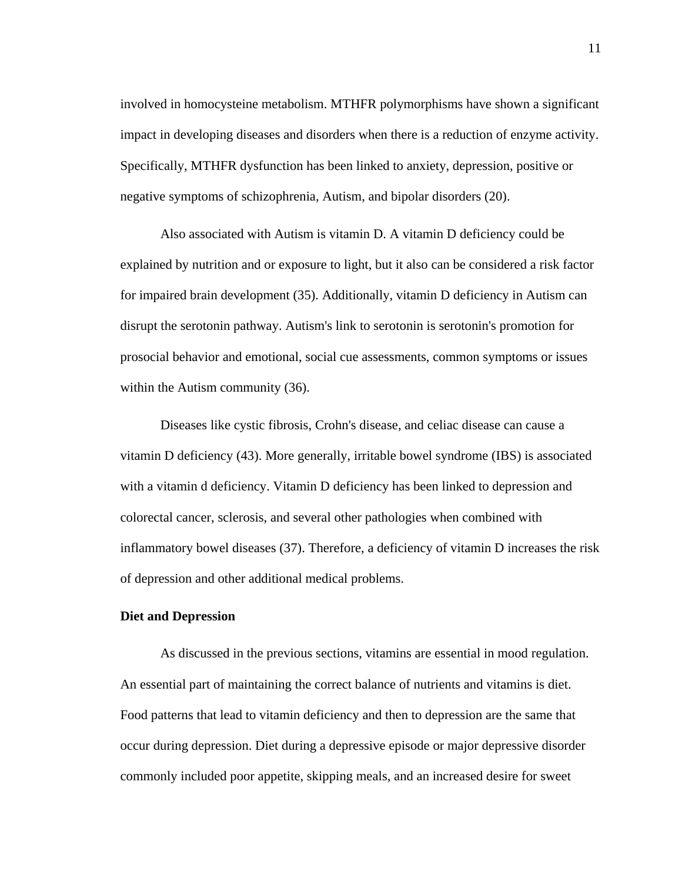involved in homocysteine metabolism. MTHFR polymorphisms have shown a significant impact in developing diseases and disorders when there is a reduction of enzyme activity. Specifically, MTHFR dysfunction has been linked to anxiety, depression, positive or negative symptoms of schizophrenia, Autism, and bipolar disorders (20).

Also associated with Autism is vitamin D. A vitamin D deficiency could be explained by nutrition and or exposure to light, but it also can be considered a risk factor for impaired brain development (35). Additionally, vitamin D deficiency in Autism can disrupt the serotonin pathway. Autism's link to serotonin is serotonin's promotion for prosocial behavior and emotional, social cue assessments, common symptoms or issues within the Autism community (36).

Diseases like cystic fibrosis, Crohn's disease, and celiac disease can cause a vitamin D deficiency (43). More generally, irritable bowel syndrome (IBS) is associated with a vitamin d deficiency. Vitamin D deficiency has been linked to depression and colorectal cancer, sclerosis, and several other pathologies when combined with inflammatory bowel diseases (37). Therefore, a deficiency of vitamin D increases the risk of depression and other additional medical problems.

**Diet and Depression**

As discussed in the previous sections, vitamins are essential in mood regulation. An essential part of maintaining the correct balance of nutrients and vitamins is diet. Food patterns that lead to vitamin deficiency and then to depression are the same that occur during depression. Diet during a depressive episode or major depressive disorder commonly included poor appetite, skipping meals, and an increased desire for sweet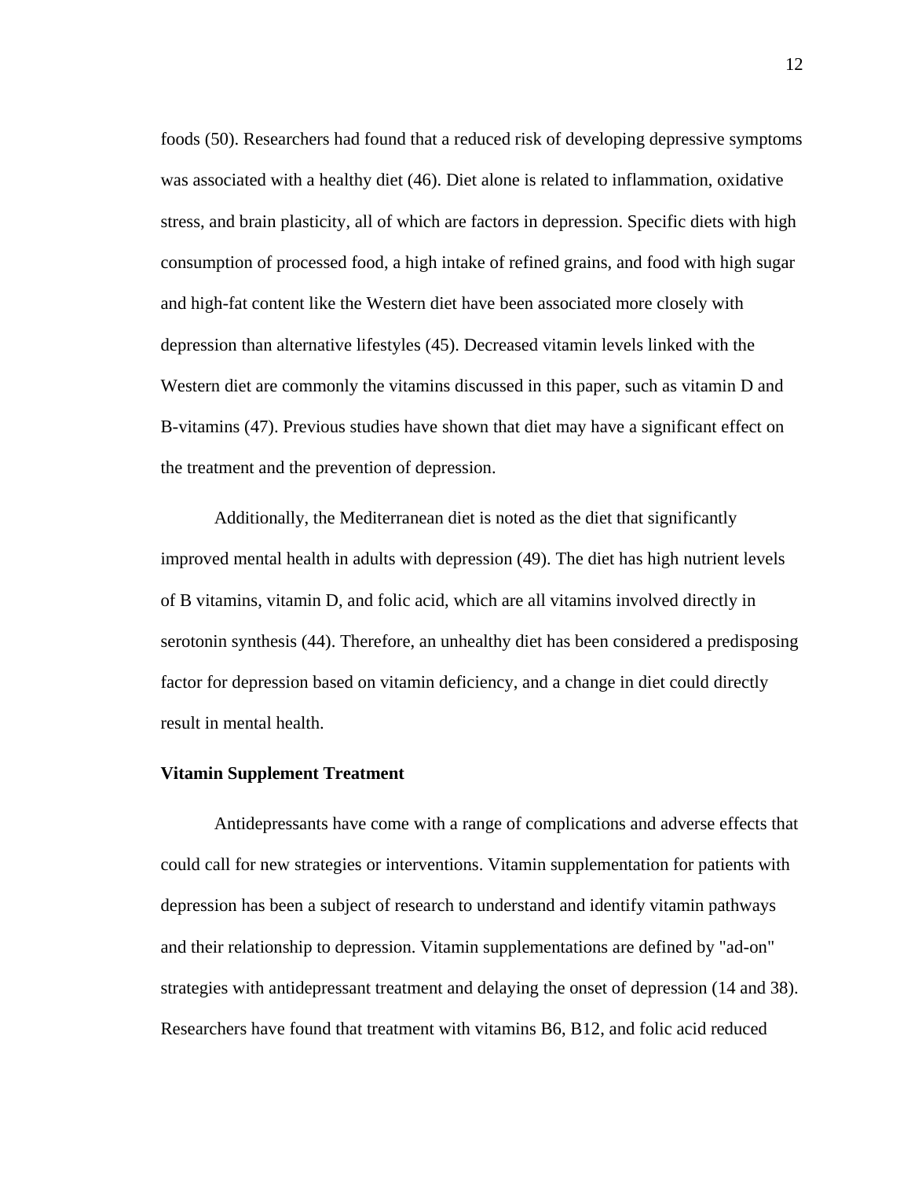foods (50). Researchers had found that a reduced risk of developing depressive symptoms was associated with a healthy diet (46). Diet alone is related to inflammation, oxidative stress, and brain plasticity, all of which are factors in depression. Specific diets with high consumption of processed food, a high intake of refined grains, and food with high sugar and high-fat content like the Western diet have been associated more closely with depression than alternative lifestyles (45). Decreased vitamin levels linked with the Western diet are commonly the vitamins discussed in this paper, such as vitamin D and B-vitamins (47). Previous studies have shown that diet may have a significant effect on the treatment and the prevention of depression.

Additionally, the Mediterranean diet is noted as the diet that significantly improved mental health in adults with depression (49). The diet has high nutrient levels of B vitamins, vitamin D, and folic acid, which are all vitamins involved directly in serotonin synthesis (44). Therefore, an unhealthy diet has been considered a predisposing factor for depression based on vitamin deficiency, and a change in diet could directly result in mental health.

**Vitamin Supplement Treatment**

Antidepressants have come with a range of complications and adverse effects that could call for new strategies or interventions. Vitamin supplementation for patients with depression has been a subject of research to understand and identify vitamin pathways and their relationship to depression. Vitamin supplementations are defined by "ad-on" strategies with antidepressant treatment and delaying the onset of depression (14 and 38). Researchers have found that treatment with vitamins B6, B12, and folic acid reduced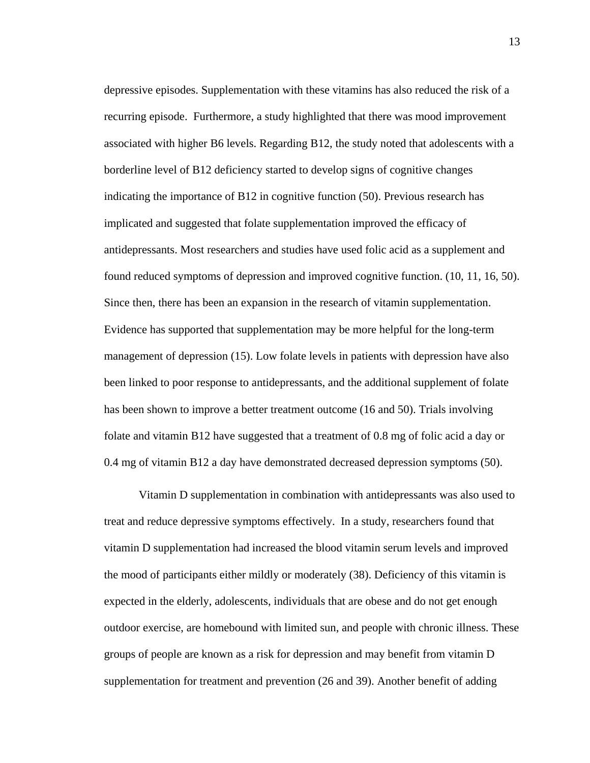depressive episodes. Supplementation with these vitamins has also reduced the risk of a recurring episode.  Furthermore, a study highlighted that there was mood improvement associated with higher B6 levels. Regarding B12, the study noted that adolescents with a borderline level of B12 deficiency started to develop signs of cognitive changes indicating the importance of B12 in cognitive function (50). Previous research has implicated and suggested that folate supplementation improved the efficacy of antidepressants. Most researchers and studies have used folic acid as a supplement and found reduced symptoms of depression and improved cognitive function. (10, 11, 16, 50). Since then, there has been an expansion in the research of vitamin supplementation. Evidence has supported that supplementation may be more helpful for the long-term management of depression (15). Low folate levels in patients with depression have also been linked to poor response to antidepressants, and the additional supplement of folate has been shown to improve a better treatment outcome (16 and 50). Trials involving folate and vitamin B12 have suggested that a treatment of 0.8 mg of folic acid a day or 0.4 mg of vitamin B12 a day have demonstrated decreased depression symptoms (50).

Vitamin D supplementation in combination with antidepressants was also used to treat and reduce depressive symptoms effectively.  In a study, researchers found that vitamin D supplementation had increased the blood vitamin serum levels and improved the mood of participants either mildly or moderately (38). Deficiency of this vitamin is expected in the elderly, adolescents, individuals that are obese and do not get enough outdoor exercise, are homebound with limited sun, and people with chronic illness. These groups of people are known as a risk for depression and may benefit from vitamin D supplementation for treatment and prevention (26 and 39). Another benefit of adding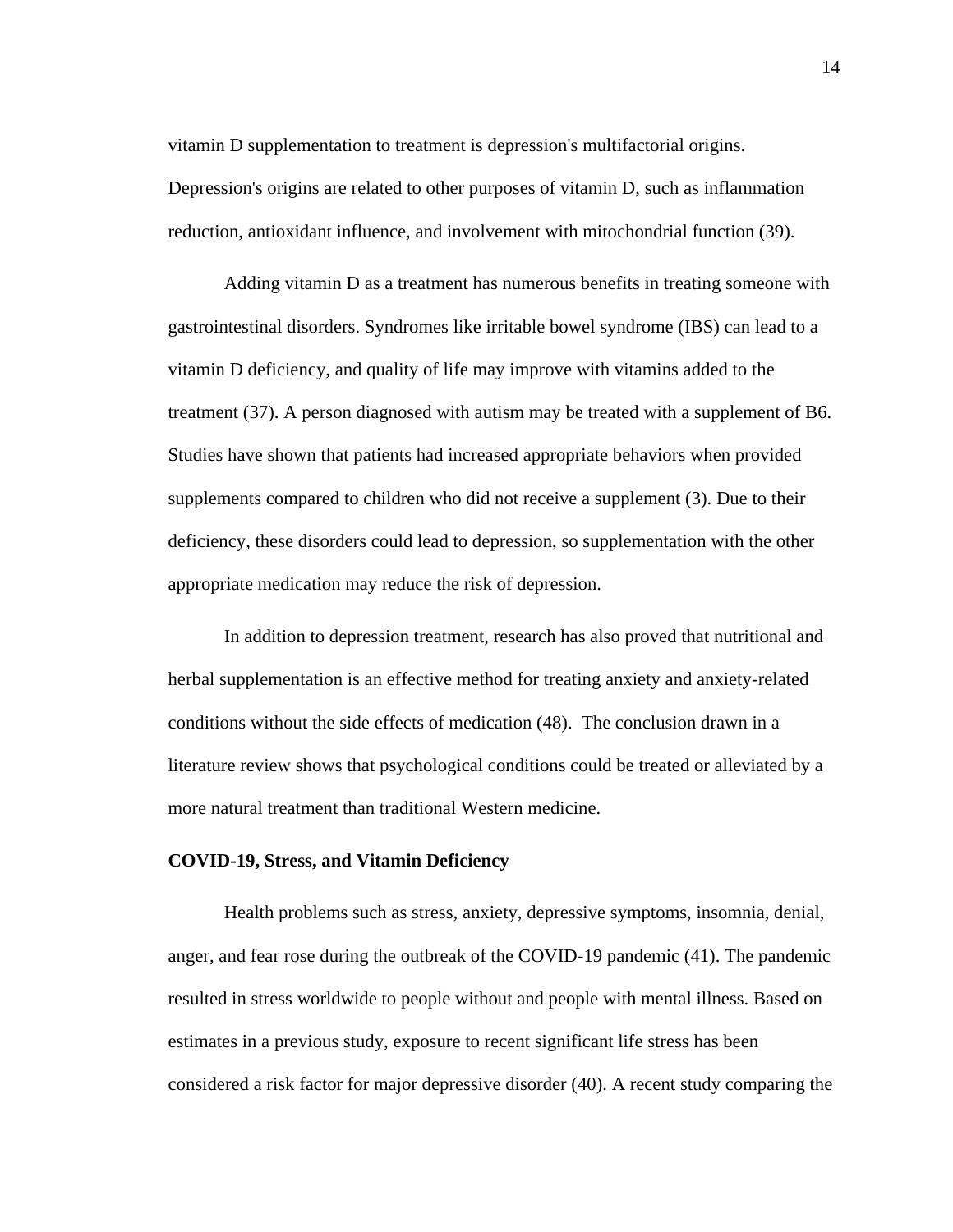vitamin D supplementation to treatment is depression's multifactorial origins. Depression's origins are related to other purposes of vitamin D, such as inflammation reduction, antioxidant influence, and involvement with mitochondrial function (39).

Adding vitamin D as a treatment has numerous benefits in treating someone with gastrointestinal disorders. Syndromes like irritable bowel syndrome (IBS) can lead to a vitamin D deficiency, and quality of life may improve with vitamins added to the treatment (37). A person diagnosed with autism may be treated with a supplement of B6. Studies have shown that patients had increased appropriate behaviors when provided supplements compared to children who did not receive a supplement (3). Due to their deficiency, these disorders could lead to depression, so supplementation with the other appropriate medication may reduce the risk of depression.

In addition to depression treatment, research has also proved that nutritional and herbal supplementation is an effective method for treating anxiety and anxiety-related conditions without the side effects of medication (48). The conclusion drawn in a literature review shows that psychological conditions could be treated or alleviated by a more natural treatment than traditional Western medicine.

**COVID-19, Stress, and Vitamin Deficiency**

Health problems such as stress, anxiety, depressive symptoms, insomnia, denial, anger, and fear rose during the outbreak of the COVID-19 pandemic (41). The pandemic resulted in stress worldwide to people without and people with mental illness. Based on estimates in a previous study, exposure to recent significant life stress has been considered a risk factor for major depressive disorder (40). A recent study comparing the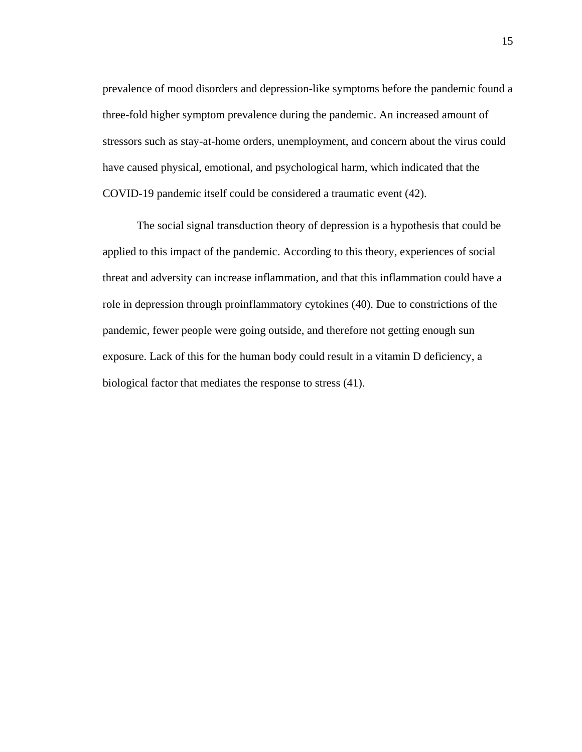prevalence of mood disorders and depression-like symptoms before the pandemic found a three-fold higher symptom prevalence during the pandemic. An increased amount of stressors such as stay-at-home orders, unemployment, and concern about the virus could have caused physical, emotional, and psychological harm, which indicated that the COVID-19 pandemic itself could be considered a traumatic event (42).

The social signal transduction theory of depression is a hypothesis that could be applied to this impact of the pandemic. According to this theory, experiences of social threat and adversity can increase inflammation, and that this inflammation could have a role in depression through proinflammatory cytokines (40). Due to constrictions of the pandemic, fewer people were going outside, and therefore not getting enough sun exposure. Lack of this for the human body could result in a vitamin D deficiency, a biological factor that mediates the response to stress (41).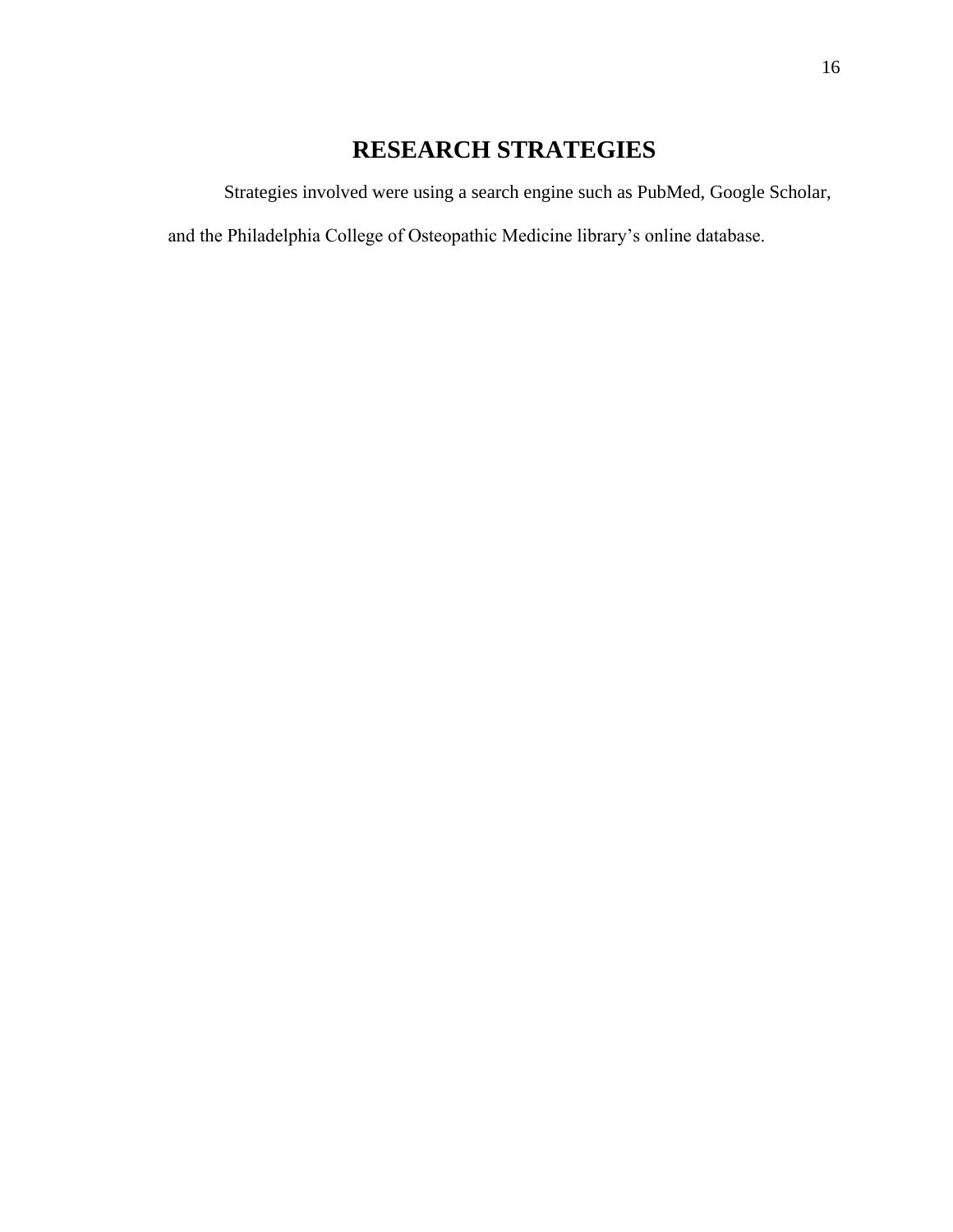# RESEARCH STRATEGIES

Strategies involved were using a search engine such as PubMed, Google Scholar, and the Philadelphia College of Osteopathic Medicine library's online database.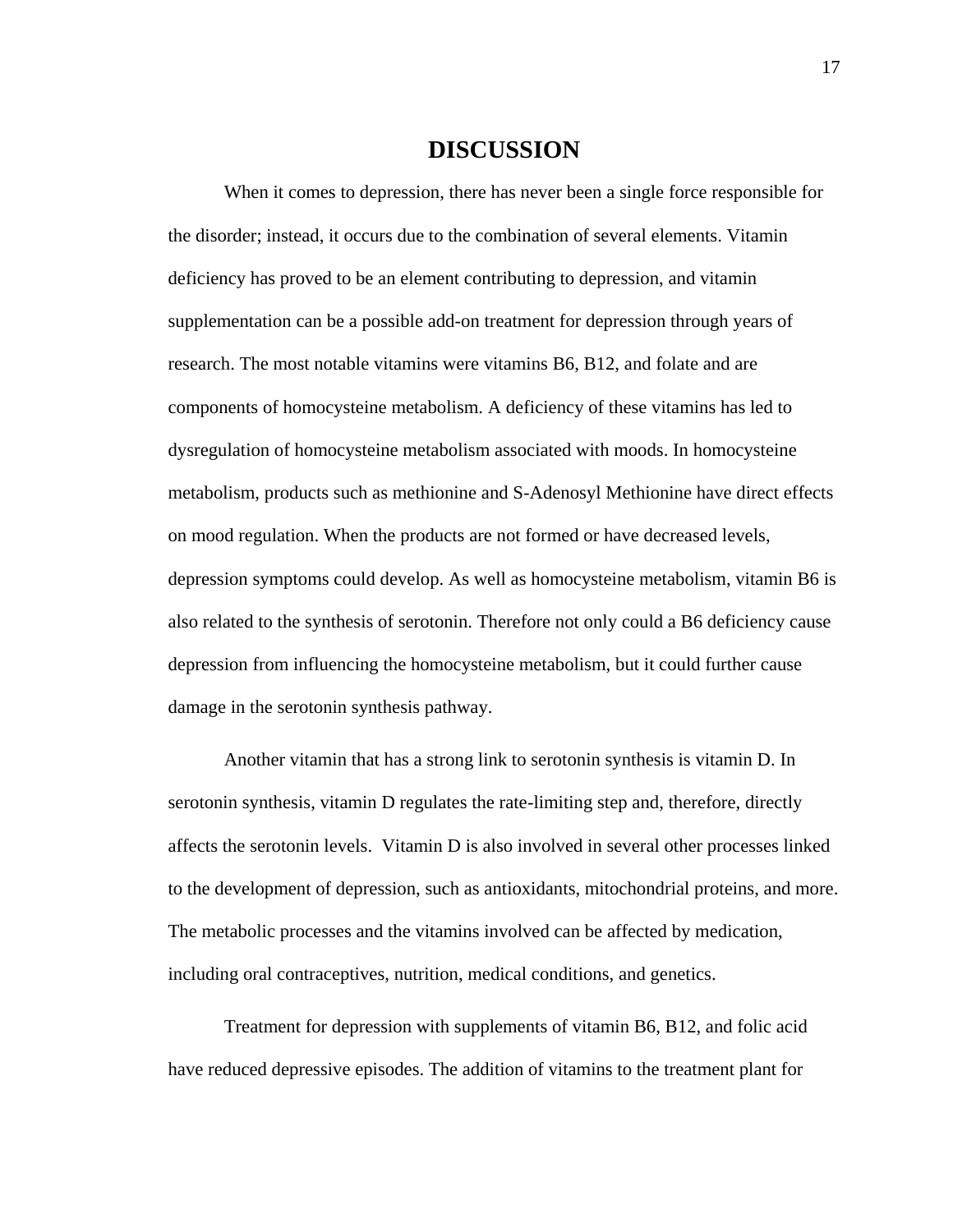# DISCUSSION

When it comes to depression, there has never been a single force responsible for the disorder; instead, it occurs due to the combination of several elements. Vitamin deficiency has proved to be an element contributing to depression, and vitamin supplementation can be a possible add-on treatment for depression through years of research. The most notable vitamins were vitamins B6, B12, and folate and are components of homocysteine metabolism. A deficiency of these vitamins has led to dysregulation of homocysteine metabolism associated with moods. In homocysteine metabolism, products such as methionine and S-Adenosyl Methionine have direct effects on mood regulation. When the products are not formed or have decreased levels, depression symptoms could develop. As well as homocysteine metabolism, vitamin B6 is also related to the synthesis of serotonin. Therefore not only could a B6 deficiency cause depression from influencing the homocysteine metabolism, but it could further cause damage in the serotonin synthesis pathway.

Another vitamin that has a strong link to serotonin synthesis is vitamin D. In serotonin synthesis, vitamin D regulates the rate-limiting step and, therefore, directly affects the serotonin levels. Vitamin D is also involved in several other processes linked to the development of depression, such as antioxidants, mitochondrial proteins, and more. The metabolic processes and the vitamins involved can be affected by medication, including oral contraceptives, nutrition, medical conditions, and genetics.

Treatment for depression with supplements of vitamin B6, B12, and folic acid have reduced depressive episodes. The addition of vitamins to the treatment plant for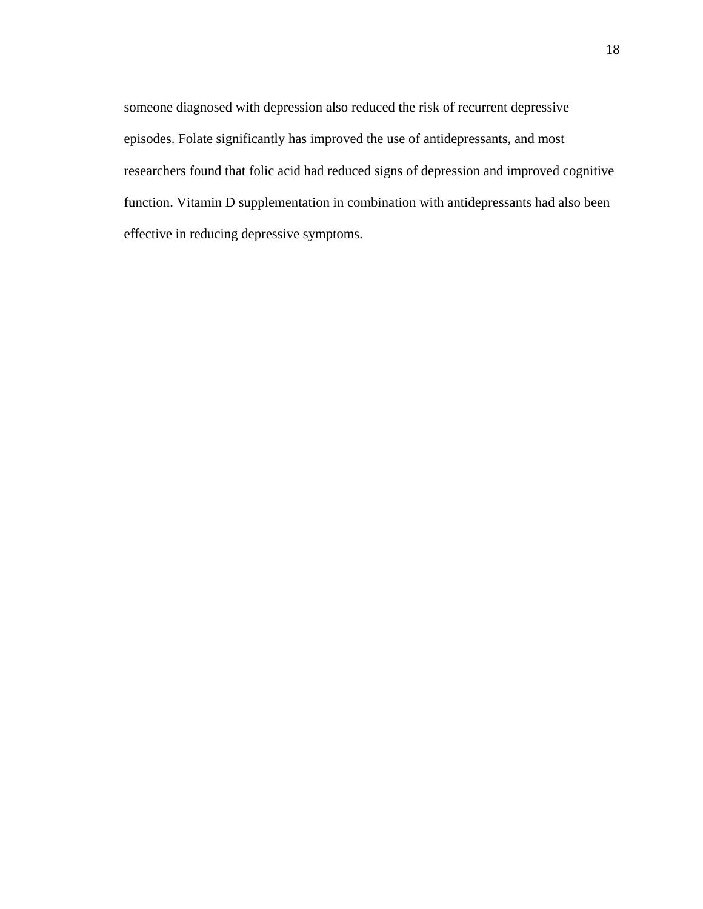someone diagnosed with depression also reduced the risk of recurrent depressive episodes. Folate significantly has improved the use of antidepressants, and most researchers found that folic acid had reduced signs of depression and improved cognitive function. Vitamin D supplementation in combination with antidepressants had also been effective in reducing depressive symptoms.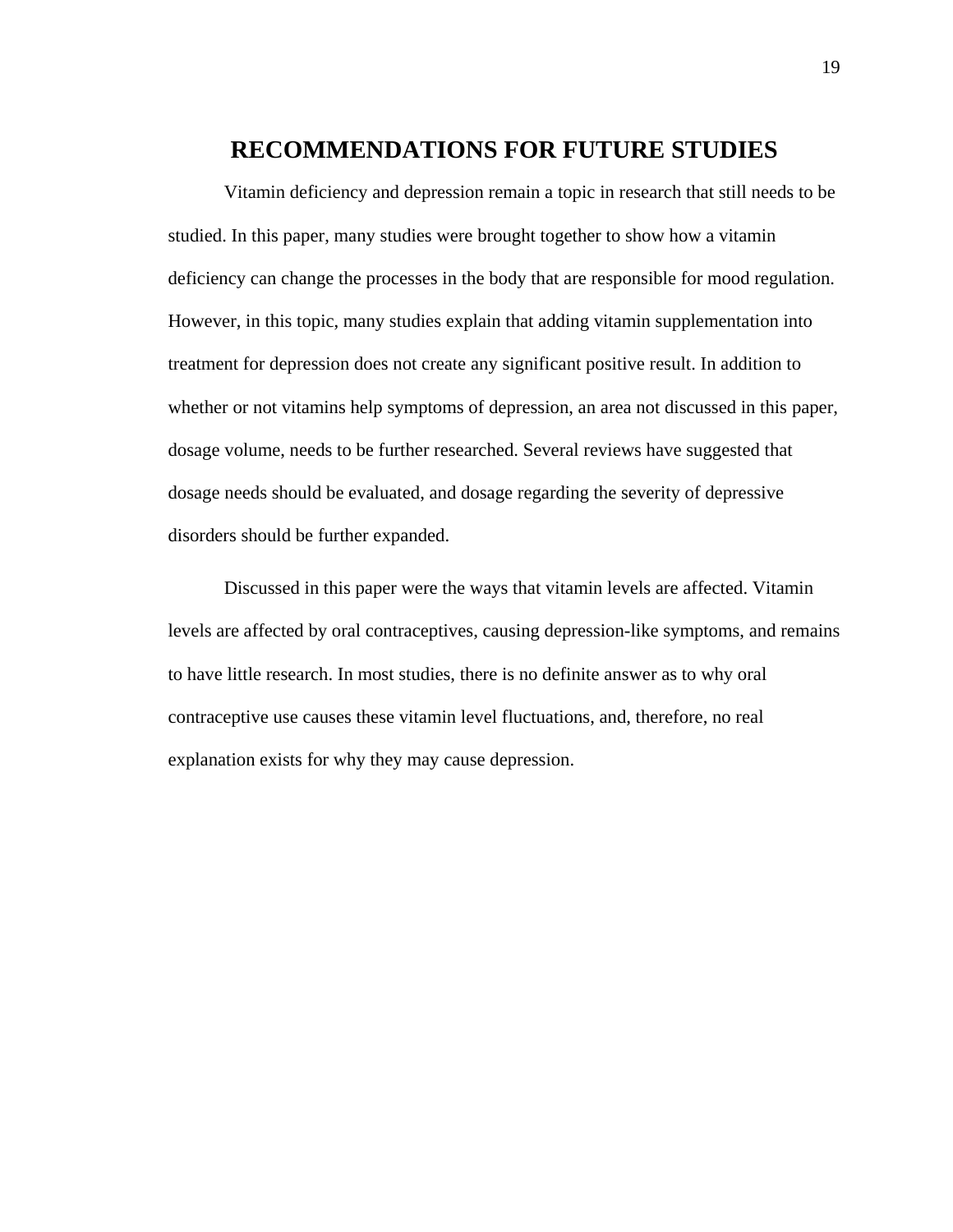# RECOMMENDATIONS FOR FUTURE STUDIES

Vitamin deficiency and depression remain a topic in research that still needs to be studied. In this paper, many studies were brought together to show how a vitamin deficiency can change the processes in the body that are responsible for mood regulation. However, in this topic, many studies explain that adding vitamin supplementation into treatment for depression does not create any significant positive result. In addition to whether or not vitamins help symptoms of depression, an area not discussed in this paper, dosage volume, needs to be further researched. Several reviews have suggested that dosage needs should be evaluated, and dosage regarding the severity of depressive disorders should be further expanded.

Discussed in this paper were the ways that vitamin levels are affected. Vitamin levels are affected by oral contraceptives, causing depression-like symptoms, and remains to have little research. In most studies, there is no definite answer as to why oral contraceptive use causes these vitamin level fluctuations, and, therefore, no real explanation exists for why they may cause depression.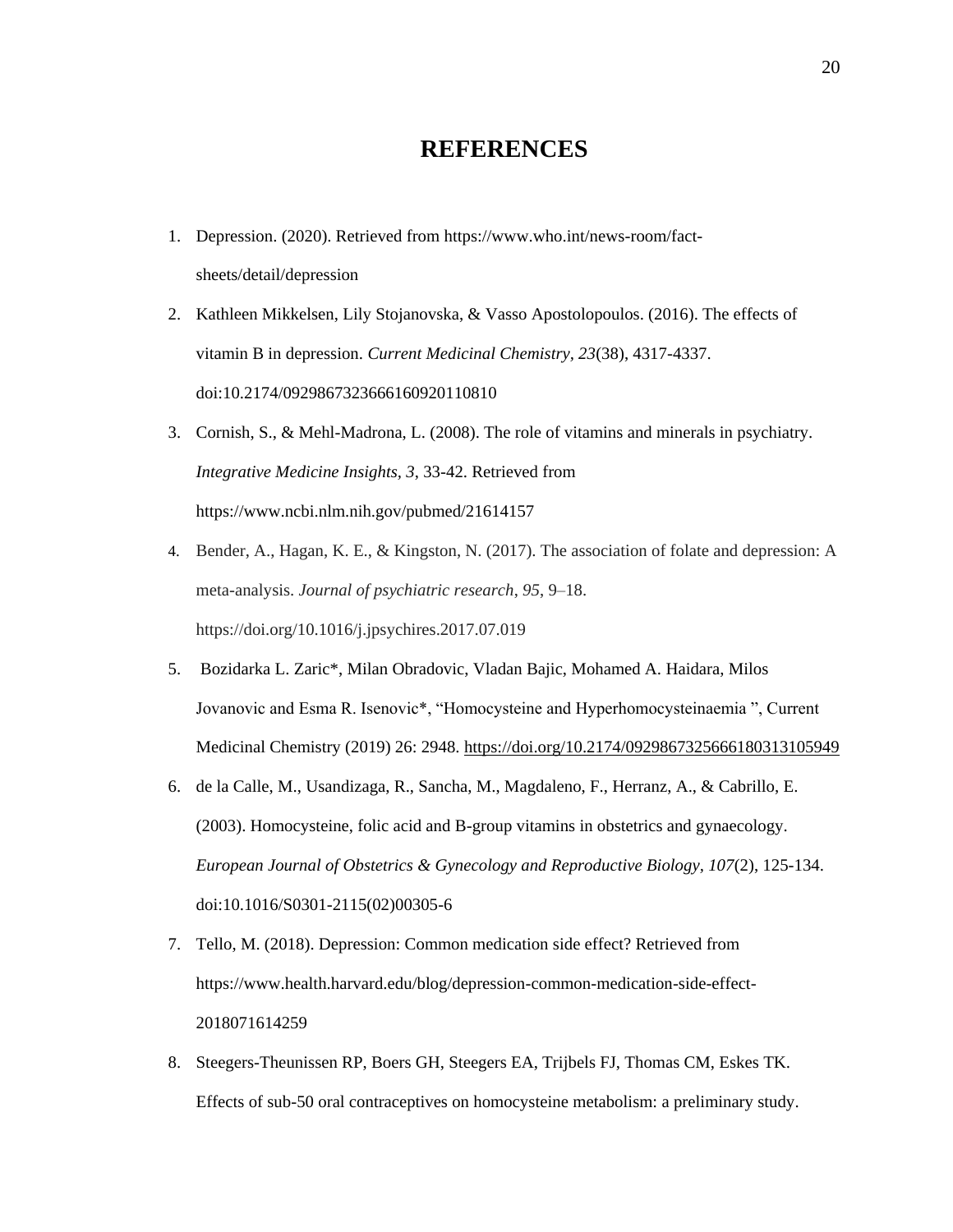# REFERENCES

1. Depression. (2020). Retrieved from https://www.who.int/news-room/fact-sheets/detail/depression
2. Kathleen Mikkelsen, Lily Stojanovska, & Vasso Apostolopoulos. (2016). The effects of vitamin B in depression. *Current Medicinal Chemistry*, *23*(38), 4317-4337. doi:10.2174/0929867323666160920110810
3. Cornish, S., & Mehl-Madrona, L. (2008). The role of vitamins and minerals in psychiatry. *Integrative Medicine Insights*, *3*, 33-42. Retrieved from https://www.ncbi.nlm.nih.gov/pubmed/21614157
4. Bender, A., Hagan, K. E., & Kingston, N. (2017). The association of folate and depression: A meta-analysis. *Journal of psychiatric research*, *95*, 9–18. https://doi.org/10.1016/j.jpsychires.2017.07.019
5. Bozidarka L. Zaric*, Milan Obradovic, Vladan Bajic, Mohamed A. Haidara, Milos Jovanovic and Esma R. Isenovic*, "Homocysteine and Hyperhomocysteinaemia ", Current Medicinal Chemistry (2019) 26: 2948. https://doi.org/10.2174/0929867325666180313105949
6. de la Calle, M., Usandizaga, R., Sancha, M., Magdaleno, F., Herranz, A., & Cabrillo, E. (2003). Homocysteine, folic acid and B-group vitamins in obstetrics and gynaecology. *European Journal of Obstetrics & Gynecology and Reproductive Biology*, *107*(2), 125-134. doi:10.1016/S0301-2115(02)00305-6
7. Tello, M. (2018). Depression: Common medication side effect? Retrieved from https://www.health.harvard.edu/blog/depression-common-medication-side-effect-2018071614259
8. Steegers-Theunissen RP, Boers GH, Steegers EA, Trijbels FJ, Thomas CM, Eskes TK. Effects of sub-50 oral contraceptives on homocysteine metabolism: a preliminary study.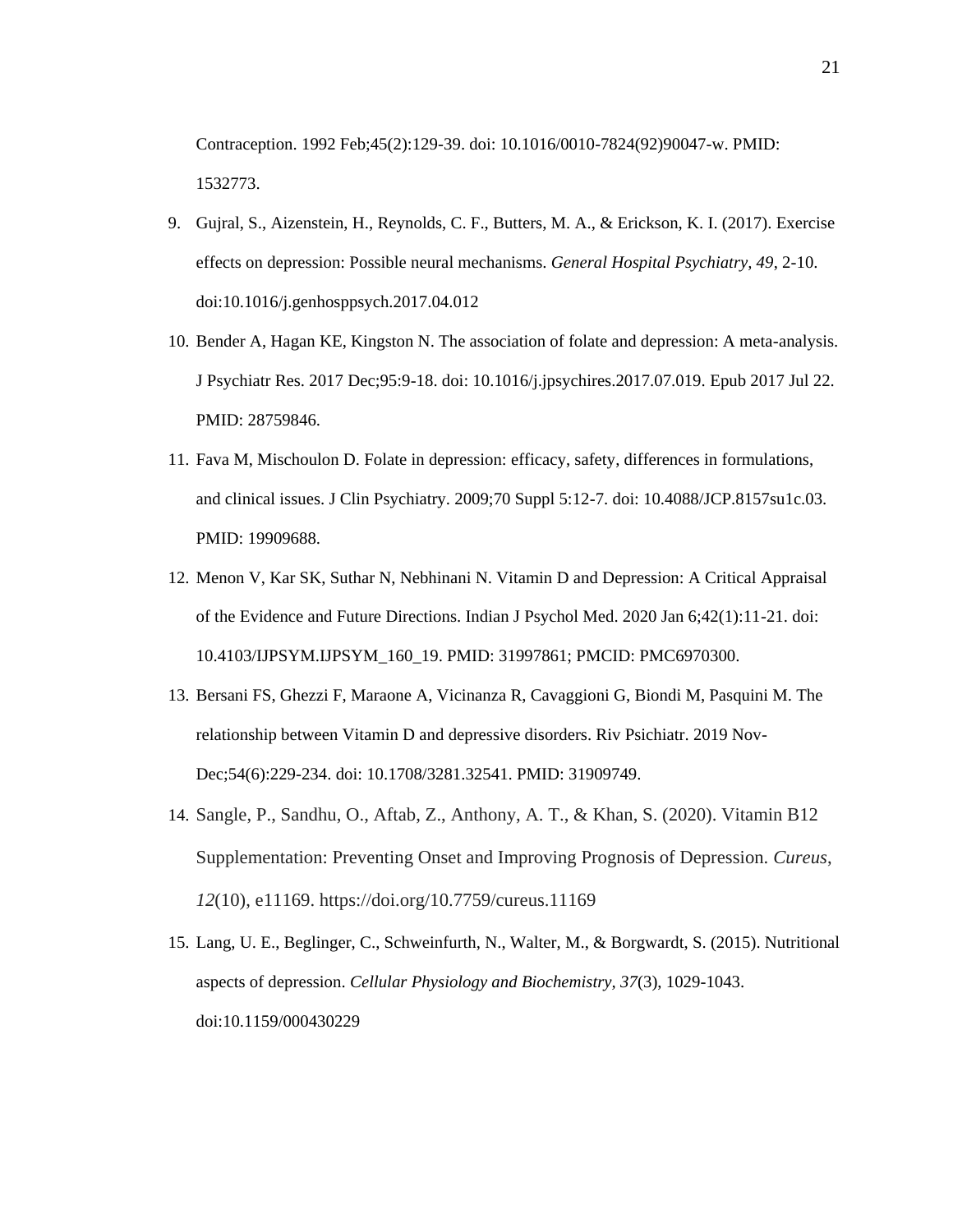Contraception. 1992 Feb;45(2):129-39. doi: 10.1016/0010-7824(92)90047-w. PMID: 1532773.

9. Gujral, S., Aizenstein, H., Reynolds, C. F., Butters, M. A., & Erickson, K. I. (2017). Exercise effects on depression: Possible neural mechanisms. *General Hospital Psychiatry, 49*, 2-10. doi:10.1016/j.genhosppsych.2017.04.012
10. Bender A, Hagan KE, Kingston N. The association of folate and depression: A meta-analysis. J Psychiatr Res. 2017 Dec;95:9-18. doi: 10.1016/j.jpsychires.2017.07.019. Epub 2017 Jul 22. PMID: 28759846.
11. Fava M, Mischoulon D. Folate in depression: efficacy, safety, differences in formulations, and clinical issues. J Clin Psychiatry. 2009;70 Suppl 5:12-7. doi: 10.4088/JCP.8157su1c.03. PMID: 19909688.
12. Menon V, Kar SK, Suthar N, Nebhinani N. Vitamin D and Depression: A Critical Appraisal of the Evidence and Future Directions. Indian J Psychol Med. 2020 Jan 6;42(1):11-21. doi: 10.4103/IJPSYM.IJPSYM_160_19. PMID: 31997861; PMCID: PMC6970300.
13. Bersani FS, Ghezzi F, Maraone A, Vicinanza R, Cavaggioni G, Biondi M, Pasquini M. The relationship between Vitamin D and depressive disorders. Riv Psichiatr. 2019 Nov-Dec;54(6):229-234. doi: 10.1708/3281.32541. PMID: 31909749.
14. Sangle, P., Sandhu, O., Aftab, Z., Anthony, A. T., & Khan, S. (2020). Vitamin B12 Supplementation: Preventing Onset and Improving Prognosis of Depression. *Cureus*, *12*(10), e11169. https://doi.org/10.7759/cureus.11169
15. Lang, U. E., Beglinger, C., Schweinfurth, N., Walter, M., & Borgwardt, S. (2015). Nutritional aspects of depression. *Cellular Physiology and Biochemistry, 37*(3), 1029-1043. doi:10.1159/000430229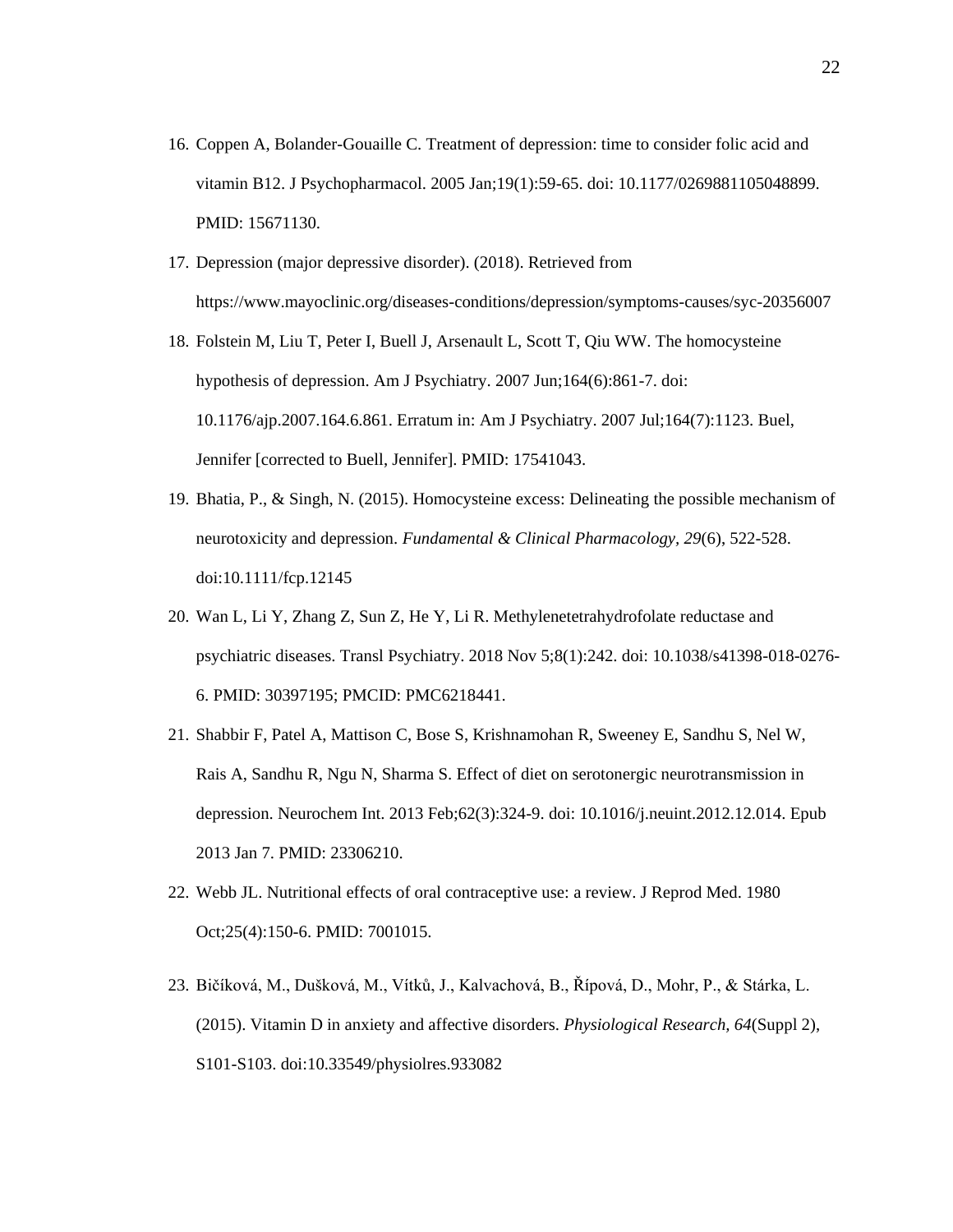16. Coppen A, Bolander-Gouaille C. Treatment of depression: time to consider folic acid and vitamin B12. J Psychopharmacol. 2005 Jan;19(1):59-65. doi: 10.1177/0269881105048899. PMID: 15671130.

17. Depression (major depressive disorder). (2018). Retrieved from https://www.mayoclinic.org/diseases-conditions/depression/symptoms-causes/syc-20356007

18. Folstein M, Liu T, Peter I, Buell J, Arsenault L, Scott T, Qiu WW. The homocysteine hypothesis of depression. Am J Psychiatry. 2007 Jun;164(6):861-7. doi: 10.1176/ajp.2007.164.6.861. Erratum in: Am J Psychiatry. 2007 Jul;164(7):1123. Buel, Jennifer [corrected to Buell, Jennifer]. PMID: 17541043.

19. Bhatia, P., & Singh, N. (2015). Homocysteine excess: Delineating the possible mechanism of neurotoxicity and depression. *Fundamental & Clinical Pharmacology*, *29*(6), 522-528. doi:10.1111/fcp.12145

20. Wan L, Li Y, Zhang Z, Sun Z, He Y, Li R. Methylenetetrahydrofolate reductase and psychiatric diseases. Transl Psychiatry. 2018 Nov 5;8(1):242. doi: 10.1038/s41398-018-0276-6. PMID: 30397195; PMCID: PMC6218441.

21. Shabbir F, Patel A, Mattison C, Bose S, Krishnamohan R, Sweeney E, Sandhu S, Nel W, Rais A, Sandhu R, Ngu N, Sharma S. Effect of diet on serotonergic neurotransmission in depression. Neurochem Int. 2013 Feb;62(3):324-9. doi: 10.1016/j.neuint.2012.12.014. Epub 2013 Jan 7. PMID: 23306210.

22. Webb JL. Nutritional effects of oral contraceptive use: a review. J Reprod Med. 1980 Oct;25(4):150-6. PMID: 7001015.

23. Bičíková, M., Dušková, M., Vítků, J., Kalvachová, B., Řípová, D., Mohr, P., & Stárka, L. (2015). Vitamin D in anxiety and affective disorders. *Physiological Research*, *64*(Suppl 2), S101-S103. doi:10.33549/physiolres.933082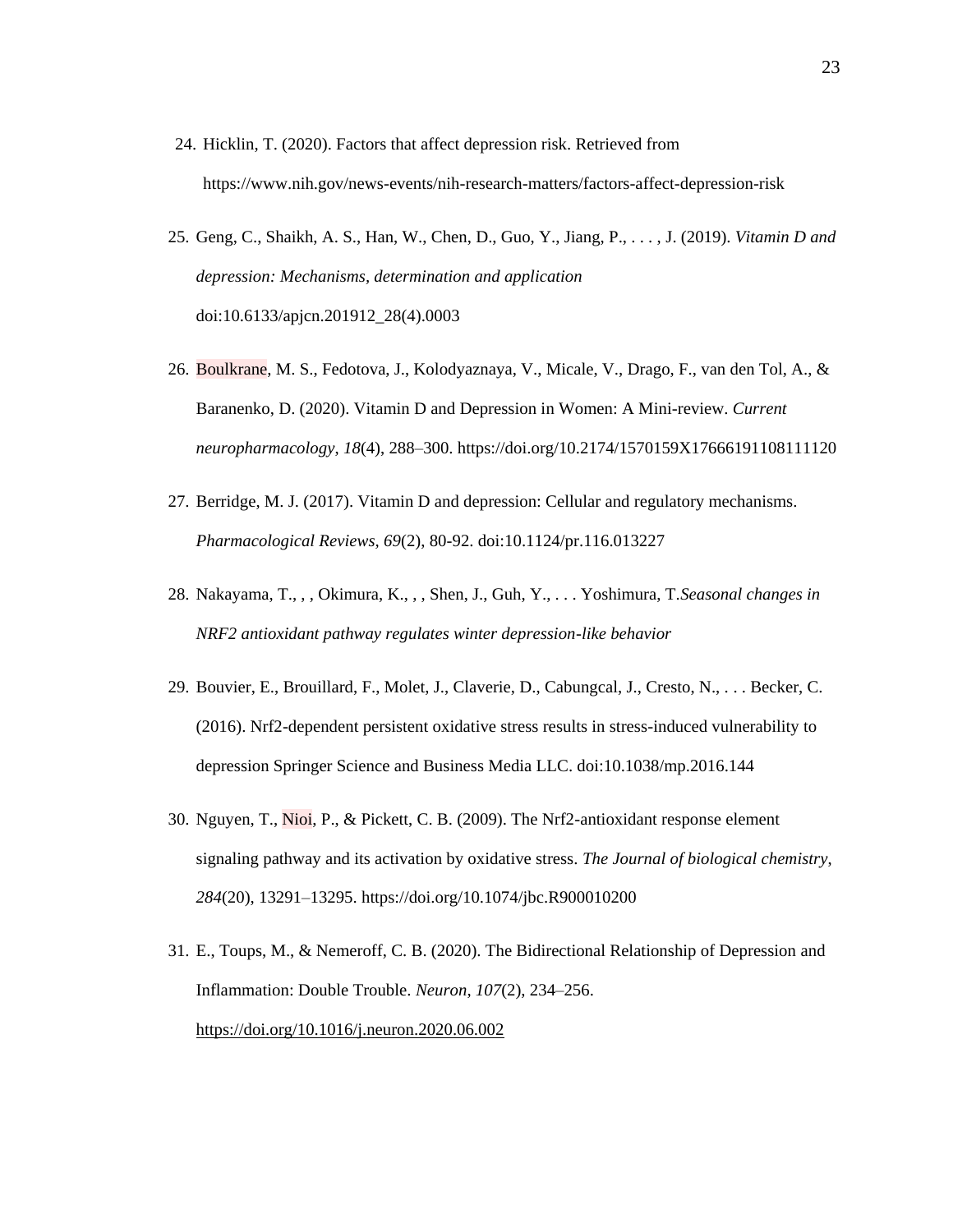24. Hicklin, T. (2020). Factors that affect depression risk. Retrieved from https://www.nih.gov/news-events/nih-research-matters/factors-affect-depression-risk

25. Geng, C., Shaikh, A. S., Han, W., Chen, D., Guo, Y., Jiang, P., . . . , J. (2019). *Vitamin D and depression: Mechanisms, determination and application* doi:10.6133/apjcn.201912_28(4).0003

26. Boulkrane, M. S., Fedotova, J., Kolodyaznaya, V., Micale, V., Drago, F., van den Tol, A., & Baranenko, D. (2020). Vitamin D and Depression in Women: A Mini-review. *Current neuropharmacology*, *18*(4), 288–300. https://doi.org/10.2174/1570159X17666191108111120

27. Berridge, M. J. (2017). Vitamin D and depression: Cellular and regulatory mechanisms. *Pharmacological Reviews, 69*(2), 80-92. doi:10.1124/pr.116.013227

28. Nakayama, T., , , Okimura, K., , , Shen, J., Guh, Y., . . . Yoshimura, T.*Seasonal changes in NRF2 antioxidant pathway regulates winter depression-like behavior*

29. Bouvier, E., Brouillard, F., Molet, J., Claverie, D., Cabungcal, J., Cresto, N., . . . Becker, C. (2016). Nrf2-dependent persistent oxidative stress results in stress-induced vulnerability to depression Springer Science and Business Media LLC. doi:10.1038/mp.2016.144

30. Nguyen, T., Nioi, P., & Pickett, C. B. (2009). The Nrf2-antioxidant response element signaling pathway and its activation by oxidative stress. *The Journal of biological chemistry*, *284*(20), 13291–13295. https://doi.org/10.1074/jbc.R900010200

31. E., Toups, M., & Nemeroff, C. B. (2020). The Bidirectional Relationship of Depression and Inflammation: Double Trouble. *Neuron*, *107*(2), 234–256. https://doi.org/10.1016/j.neuron.2020.06.002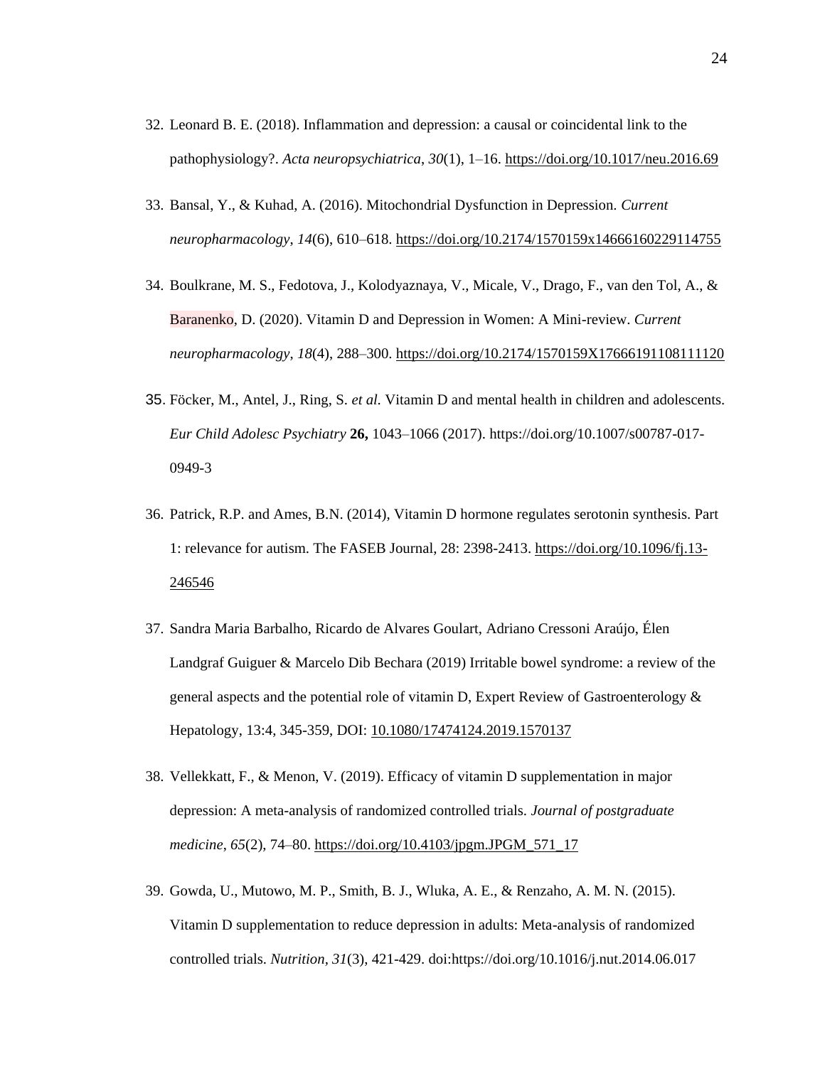32. Leonard B. E. (2018). Inflammation and depression: a causal or coincidental link to the pathophysiology?. *Acta neuropsychiatrica*, *30*(1), 1–16. https://doi.org/10.1017/neu.2016.69

33. Bansal, Y., & Kuhad, A. (2016). Mitochondrial Dysfunction in Depression. *Current neuropharmacology*, *14*(6), 610–618. https://doi.org/10.2174/1570159x14666160229114755

34. Boulkrane, M. S., Fedotova, J., Kolodyaznaya, V., Micale, V., Drago, F., van den Tol, A., & Baranenko, D. (2020). Vitamin D and Depression in Women: A Mini-review. *Current neuropharmacology*, *18*(4), 288–300. https://doi.org/10.2174/1570159X17666191108111120

35. Föcker, M., Antel, J., Ring, S. *et al.* Vitamin D and mental health in children and adolescents. *Eur Child Adolesc Psychiatry* **26,** 1043–1066 (2017). https://doi.org/10.1007/s00787-017-0949-3

36. Patrick, R.P. and Ames, B.N. (2014), Vitamin D hormone regulates serotonin synthesis. Part 1: relevance for autism. The FASEB Journal, 28: 2398-2413. https://doi.org/10.1096/fj.13-246546

37. Sandra Maria Barbalho, Ricardo de Alvares Goulart, Adriano Cressoni Araújo, Élen Landgraf Guiguer & Marcelo Dib Bechara (2019) Irritable bowel syndrome: a review of the general aspects and the potential role of vitamin D, Expert Review of Gastroenterology & Hepatology, 13:4, 345-359, DOI: 10.1080/17474124.2019.1570137

38. Vellekkatt, F., & Menon, V. (2019). Efficacy of vitamin D supplementation in major depression: A meta-analysis of randomized controlled trials. *Journal of postgraduate medicine*, *65*(2), 74–80. https://doi.org/10.4103/jpgm.JPGM_571_17

39. Gowda, U., Mutowo, M. P., Smith, B. J., Wluka, A. E., & Renzaho, A. M. N. (2015). Vitamin D supplementation to reduce depression in adults: Meta-analysis of randomized controlled trials. *Nutrition, 31*(3), 421-429. doi:https://doi.org/10.1016/j.nut.2014.06.017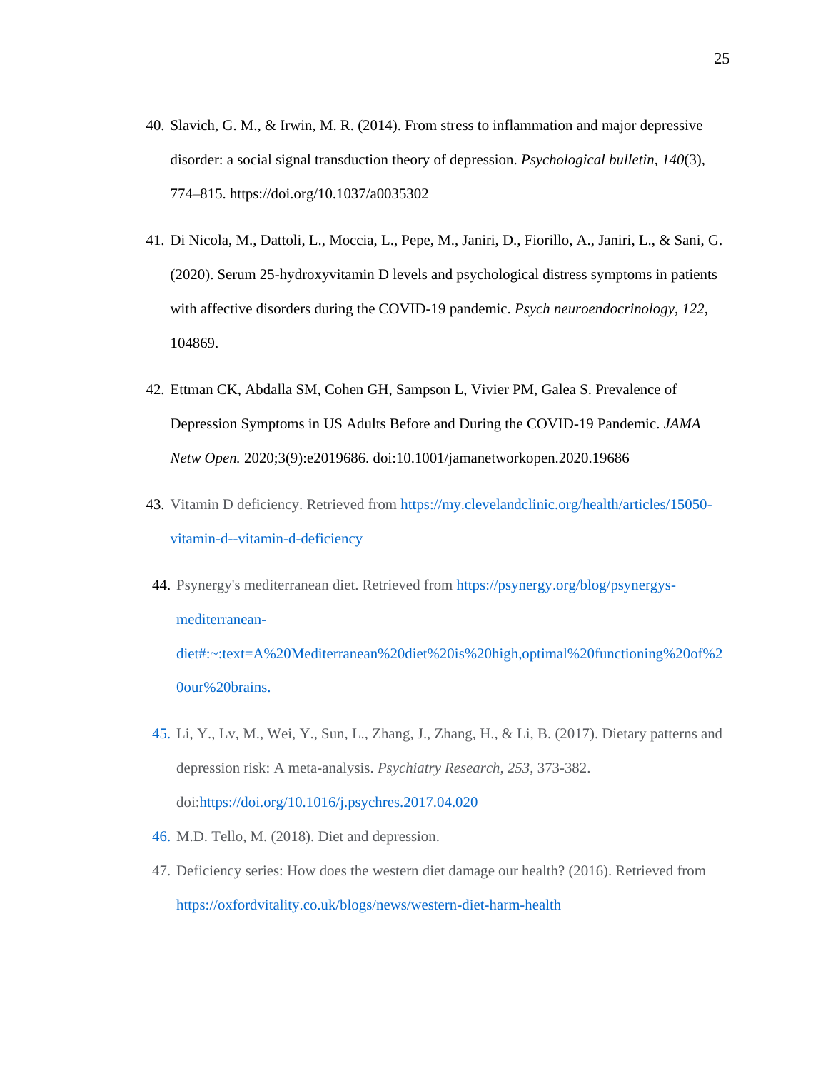40. Slavich, G. M., & Irwin, M. R. (2014). From stress to inflammation and major depressive disorder: a social signal transduction theory of depression. *Psychological bulletin*, *140*(3), 774–815. https://doi.org/10.1037/a0035302

41. Di Nicola, M., Dattoli, L., Moccia, L., Pepe, M., Janiri, D., Fiorillo, A., Janiri, L., & Sani, G. (2020). Serum 25-hydroxyvitamin D levels and psychological distress symptoms in patients with affective disorders during the COVID-19 pandemic. *Psych neuroendocrinology*, *122*, 104869.

42. Ettman CK, Abdalla SM, Cohen GH, Sampson L, Vivier PM, Galea S. Prevalence of Depression Symptoms in US Adults Before and During the COVID-19 Pandemic. *JAMA Netw Open.* 2020;3(9):e2019686. doi:10.1001/jamanetworkopen.2020.19686

43. Vitamin D deficiency. Retrieved from https://my.clevelandclinic.org/health/articles/15050-vitamin-d--vitamin-d-deficiency

44. Psynergy's mediterranean diet. Retrieved from https://psynergy.org/blog/psynergys-mediterranean-diet#:~:text=A%20Mediterranean%20diet%20is%20high,optimal%20functioning%20of%20our%20brains.

45. Li, Y., Lv, M., Wei, Y., Sun, L., Zhang, J., Zhang, H., & Li, B. (2017). Dietary patterns and depression risk: A meta-analysis. *Psychiatry Research*, *253*, 373-382. doi:https://doi.org/10.1016/j.psychres.2017.04.020

46. M.D. Tello, M. (2018). Diet and depression.

47. Deficiency series: How does the western diet damage our health? (2016). Retrieved from https://oxfordvitality.co.uk/blogs/news/western-diet-harm-health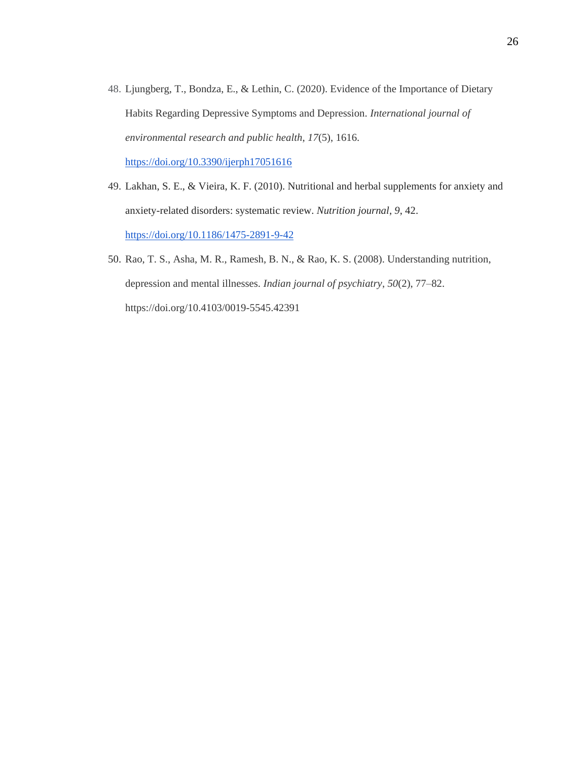48. Ljungberg, T., Bondza, E., & Lethin, C. (2020). Evidence of the Importance of Dietary Habits Regarding Depressive Symptoms and Depression. *International journal of environmental research and public health*, *17*(5), 1616. https://doi.org/10.3390/ijerph17051616
49. Lakhan, S. E., & Vieira, K. F. (2010). Nutritional and herbal supplements for anxiety and anxiety-related disorders: systematic review. *Nutrition journal*, *9*, 42. https://doi.org/10.1186/1475-2891-9-42
50. Rao, T. S., Asha, M. R., Ramesh, B. N., & Rao, K. S. (2008). Understanding nutrition, depression and mental illnesses. *Indian journal of psychiatry*, *50*(2), 77–82. https://doi.org/10.4103/0019-5545.42391